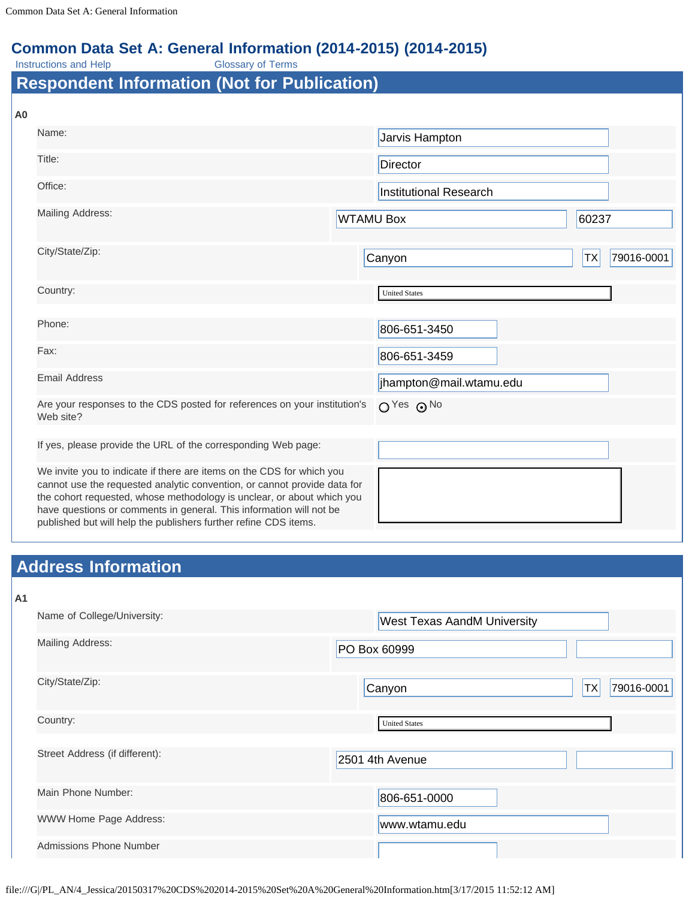# Common Data Set A: General Information (2014-2015) (2014-2015)

Instructions and Help        Glossary of Terms

## Respondent Information (Not for Publication)

**A0**

| | |
|---|---|
| Name: | Jarvis Hampton |
| Title: | Director |
| Office: | Institutional Research |
| Mailing Address: | WTAMU Box 60237 |
| City/State/Zip: | Canyon TX 79016-0001 |
| Country: | United States |
| Phone: | 806-651-3450 |
| Fax: | 806-651-3459 |
| Email Address | jhampton@mail.wtamu.edu |
| Are your responses to the CDS posted for references on your institution's Web site? | ○ Yes ⊙ No |
| If yes, please provide the URL of the corresponding Web page: | |
| We invite you to indicate if there are items on the CDS for which you cannot use the requested analytic convention, or cannot provide data for the cohort requested, whose methodology is unclear, or about which you have questions or comments in general. This information will not be published but will help the publishers further refine CDS items. | |

## Address Information

**A1**

| | |
|---|---|
| Name of College/University: | West Texas AandM University |
| Mailing Address: | PO Box 60999 |
| City/State/Zip: | Canyon TX 79016-0001 |
| Country: | United States |
| Street Address (if different): | 2501 4th Avenue |
| Main Phone Number: | 806-651-0000 |
| WWW Home Page Address: | www.wtamu.edu |
| Admissions Phone Number | |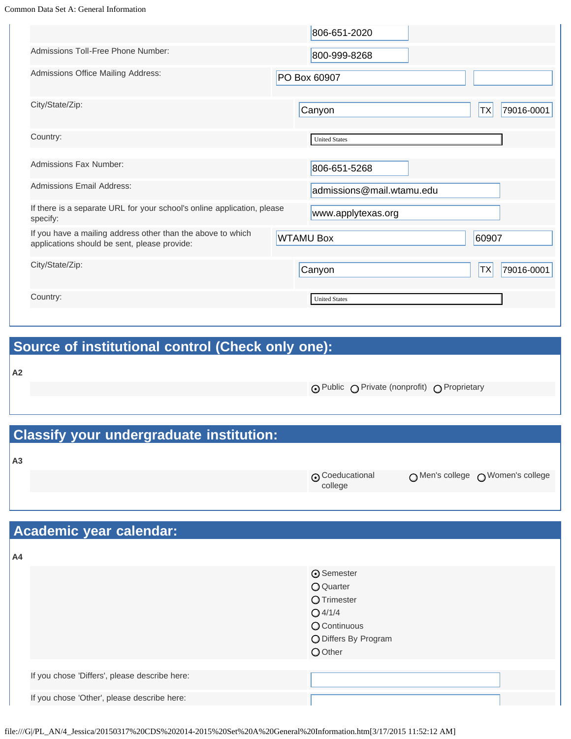| | |
|---|---|
| | 806-651-2020 |
| Admissions Toll-Free Phone Number: | 800-999-8268 |
| Admissions Office Mailing Address: | PO Box 60907 |
| City/State/Zip: | Canyon, TX 79016-0001 |
| Country: | United States |
| Admissions Fax Number: | 806-651-5268 |
| Admissions Email Address: | admissions@mail.wtamu.edu |
| If there is a separate URL for your school's online application, please specify: | www.applytexas.org |
| If you have a mailing address other than the above to which applications should be sent, please provide: | WTAMU Box 60907 |
| City/State/Zip: | Canyon, TX 79016-0001 |
| Country: | United States |

## Source of institutional control (Check only one):

**A2**

- (•) Public
- ( ) Private (nonprofit)
- ( ) Proprietary

## Classify your undergraduate institution:

**A3**

- (•) Coeducational college
- ( ) Men's college
- ( ) Women's college

## Academic year calendar:

**A4**

- (•) Semester
- ( ) Quarter
- ( ) Trimester
- ( ) 4/1/4
- ( ) Continuous
- ( ) Differs By Program
- ( ) Other

If you chose 'Differs', please describe here:

If you chose 'Other', please describe here: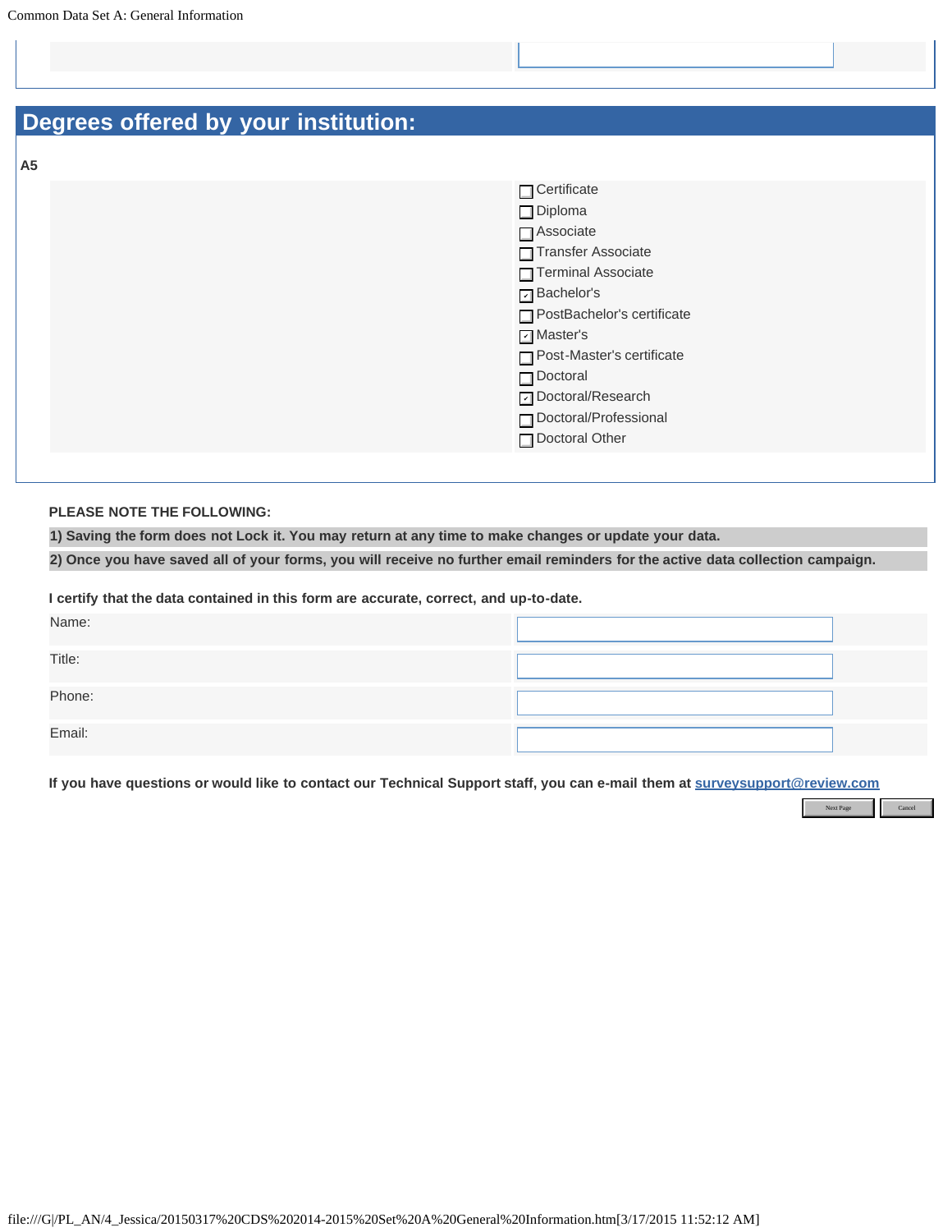## Degrees offered by your institution:

**A5**

- [ ] Certificate
- [ ] Diploma
- [ ] Associate
- [ ] Transfer Associate
- [ ] Terminal Associate
- [x] Bachelor's
- [ ] PostBachelor's certificate
- [x] Master's
- [ ] Post-Master's certificate
- [ ] Doctoral
- [x] Doctoral/Research
- [ ] Doctoral/Professional
- [ ] Doctoral Other

**PLEASE NOTE THE FOLLOWING:**

**1) Saving the form does not Lock it. You may return at any time to make changes or update your data.**

**2) Once you have saved all of your forms, you will receive no further email reminders for the active data collection campaign.**

**I certify that the data contained in this form are accurate, correct, and up-to-date.**

| | |
|---|---|
| Name: | |
| Title: | |
| Phone: | |
| Email: | |

**If you have questions or would like to contact our Technical Support staff, you can e-mail them at surveysupport@review.com**

Next Page | Cancel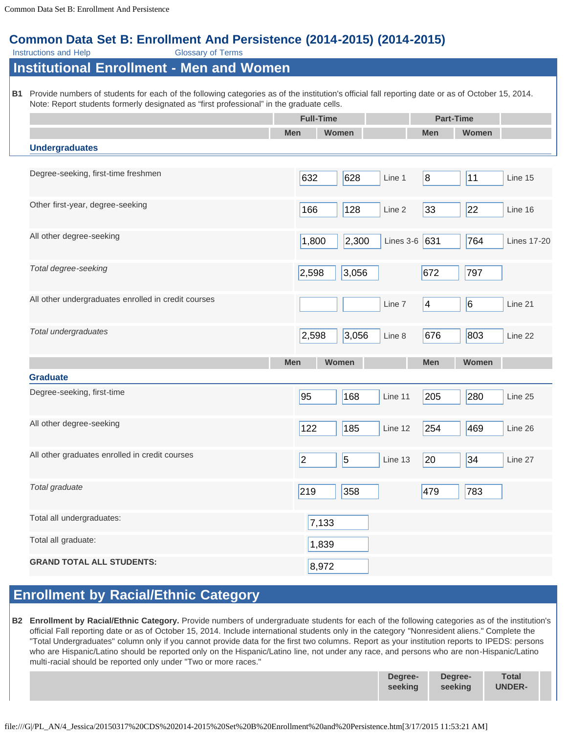# Common Data Set B: Enrollment And Persistence (2014-2015) (2014-2015)

Instructions and Help    Glossary of Terms

## Institutional Enrollment - Men and Women

**B1** Provide numbers of students for each of the following categories as of the institution's official fall reporting date or as of October 15, 2014. Note: Report students formerly designated as "first professional" in the graduate cells.

| | Full-Time | | | Part-Time | | |
|---|---|---|---|---|---|---|
| | Men | Women | | Men | Women | |
| **Undergraduates** | | | | | | |
| Degree-seeking, first-time freshmen | 632 | 628 | Line 1 | 8 | 11 | Line 15 |
| Other first-year, degree-seeking | 166 | 128 | Line 2 | 33 | 22 | Line 16 |
| All other degree-seeking | 1,800 | 2,300 | Lines 3-6 | 631 | 764 | Lines 17-20 |
| *Total degree-seeking* | 2,598 | 3,056 | | 672 | 797 | |
| All other undergraduates enrolled in credit courses | | | Line 7 | 4 | 6 | Line 21 |
| *Total undergraduates* | 2,598 | 3,056 | Line 8 | 676 | 803 | Line 22 |
| | Men | Women | | Men | Women | |
| **Graduate** | | | | | | |
| Degree-seeking, first-time | 95 | 168 | Line 11 | 205 | 280 | Line 25 |
| All other degree-seeking | 122 | 185 | Line 12 | 254 | 469 | Line 26 |
| All other graduates enrolled in credit courses | 2 | 5 | Line 13 | 20 | 34 | Line 27 |
| *Total graduate* | 219 | 358 | | 479 | 783 | |

| | |
|---|---|
| Total all undergraduates: | 7,133 |
| Total all graduate: | 1,839 |
| **GRAND TOTAL ALL STUDENTS:** | 8,972 |

## Enrollment by Racial/Ethnic Category

**B2** **Enrollment by Racial/Ethnic Category.** Provide numbers of undergraduate students for each of the following categories as of the institution's official Fall reporting date or as of October 15, 2014. Include international students only in the category "Nonresident aliens." Complete the "Total Undergraduates" column only if you cannot provide data for the first two columns. Report as your institution reports to IPEDS: persons who are Hispanic/Latino should be reported only on the Hispanic/Latino line, not under any race, and persons who are non-Hispanic/Latino multi-racial should be reported only under "Two or more races."

| | Degree-seeking | Degree-seeking | Total UNDER- |
|---|---|---|---|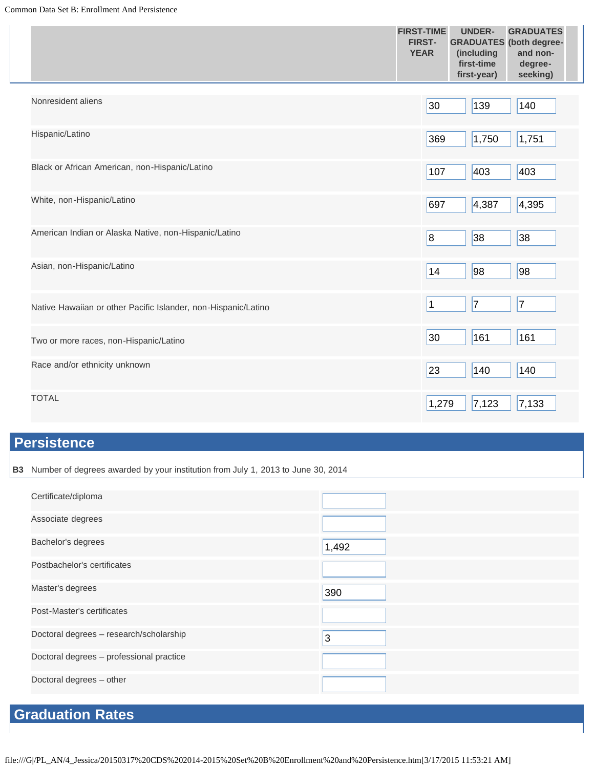| | FIRST-TIME FIRST-YEAR | UNDER-GRADUATES (including first-time first-year) | GRADUATES (both degree- and non-degree-seeking) |
|---|---|---|---|
| Nonresident aliens | 30 | 139 | 140 |
| Hispanic/Latino | 369 | 1,750 | 1,751 |
| Black or African American, non-Hispanic/Latino | 107 | 403 | 403 |
| White, non-Hispanic/Latino | 697 | 4,387 | 4,395 |
| American Indian or Alaska Native, non-Hispanic/Latino | 8 | 38 | 38 |
| Asian, non-Hispanic/Latino | 14 | 98 | 98 |
| Native Hawaiian or other Pacific Islander, non-Hispanic/Latino | 1 | 7 | 7 |
| Two or more races, non-Hispanic/Latino | 30 | 161 | 161 |
| Race and/or ethnicity unknown | 23 | 140 | 140 |
| TOTAL | 1,279 | 7,123 | 7,133 |

## Persistence

**B3** Number of degrees awarded by your institution from July 1, 2013 to June 30, 2014

| | |
|---|---|
| Certificate/diploma | |
| Associate degrees | |
| Bachelor's degrees | 1,492 |
| Postbachelor's certificates | |
| Master's degrees | 390 |
| Post-Master's certificates | |
| Doctoral degrees – research/scholarship | 3 |
| Doctoral degrees – professional practice | |
| Doctoral degrees – other | |

## Graduation Rates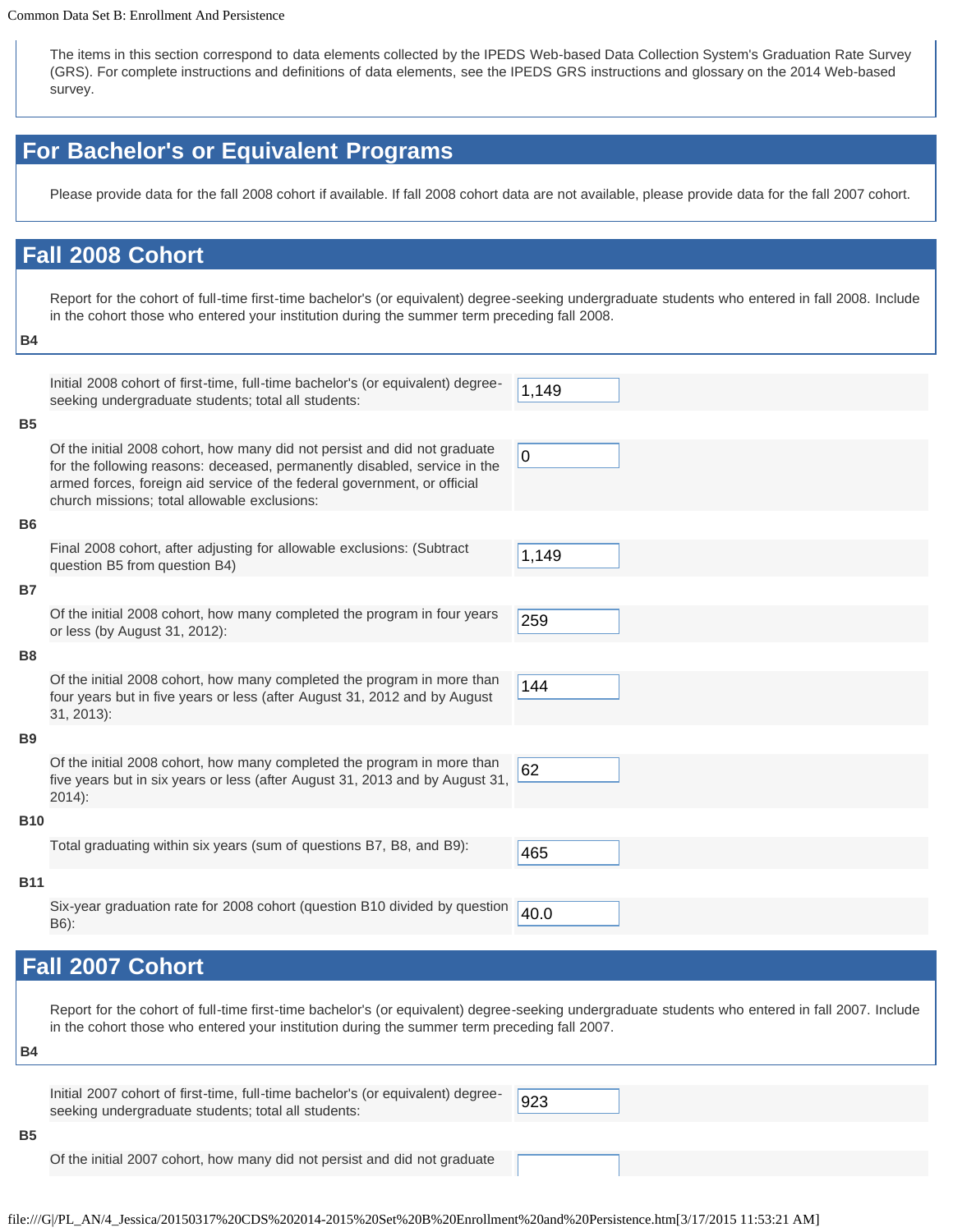The items in this section correspond to data elements collected by the IPEDS Web-based Data Collection System's Graduation Rate Survey (GRS). For complete instructions and definitions of data elements, see the IPEDS GRS instructions and glossary on the 2014 Web-based survey.

## For Bachelor's or Equivalent Programs

Please provide data for the fall 2008 cohort if available. If fall 2008 cohort data are not available, please provide data for the fall 2007 cohort.

## Fall 2008 Cohort

Report for the cohort of full-time first-time bachelor's (or equivalent) degree-seeking undergraduate students who entered in fall 2008. Include in the cohort those who entered your institution during the summer term preceding fall 2008.

**B4**

| | |
|---|---|
| Initial 2008 cohort of first-time, full-time bachelor's (or equivalent) degree-seeking undergraduate students; total all students: | 1,149 |

**B5**

| | |
|---|---|
| Of the initial 2008 cohort, how many did not persist and did not graduate for the following reasons: deceased, permanently disabled, service in the armed forces, foreign aid service of the federal government, or official church missions; total allowable exclusions: | 0 |

**B6**

| | |
|---|---|
| Final 2008 cohort, after adjusting for allowable exclusions: (Subtract question B5 from question B4) | 1,149 |

**B7**

| | |
|---|---|
| Of the initial 2008 cohort, how many completed the program in four years or less (by August 31, 2012): | 259 |

**B8**

| | |
|---|---|
| Of the initial 2008 cohort, how many completed the program in more than four years but in five years or less (after August 31, 2012 and by August 31, 2013): | 144 |

**B9**

| | |
|---|---|
| Of the initial 2008 cohort, how many completed the program in more than five years but in six years or less (after August 31, 2013 and by August 31, 2014): | 62 |

**B10**

| | |
|---|---|
| Total graduating within six years (sum of questions B7, B8, and B9): | 465 |

**B11**

| | |
|---|---|
| Six-year graduation rate for 2008 cohort (question B10 divided by question B6): | 40.0 |

## Fall 2007 Cohort

Report for the cohort of full-time first-time bachelor's (or equivalent) degree-seeking undergraduate students who entered in fall 2007. Include in the cohort those who entered your institution during the summer term preceding fall 2007.

**B4**

| | |
|---|---|
| Initial 2007 cohort of first-time, full-time bachelor's (or equivalent) degree-seeking undergraduate students; total all students: | 923 |

**B5**

| | |
|---|---|
| Of the initial 2007 cohort, how many did not persist and did not graduate | |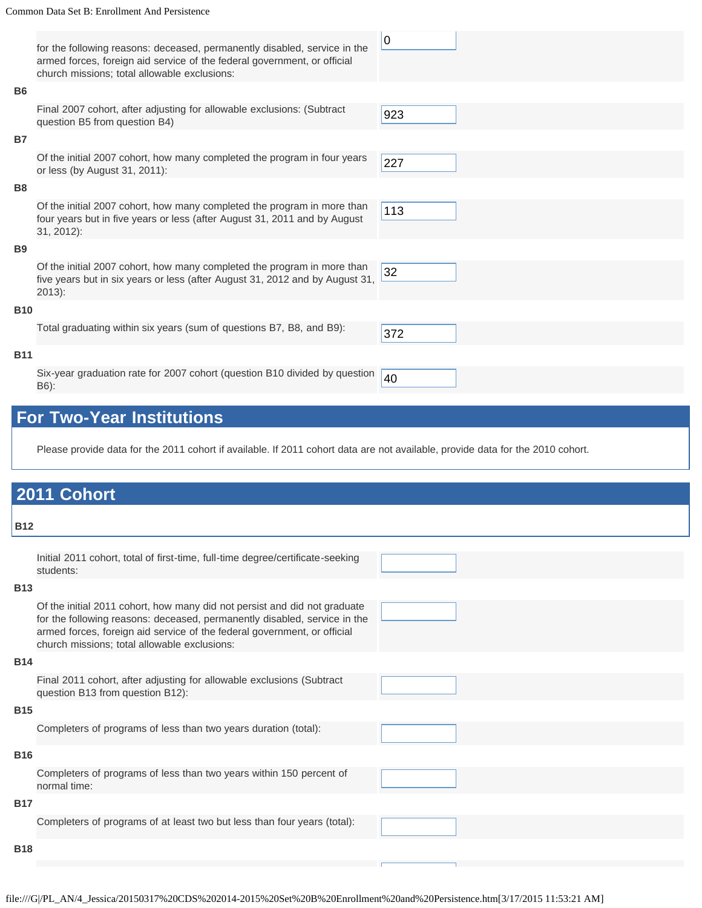| | | |
|---|---|---|
| | for the following reasons: deceased, permanently disabled, service in the armed forces, foreign aid service of the federal government, or official church missions; total allowable exclusions: | 0 |
| **B6** | Final 2007 cohort, after adjusting for allowable exclusions: (Subtract question B5 from question B4) | 923 |
| **B7** | Of the initial 2007 cohort, how many completed the program in four years or less (by August 31, 2011): | 227 |
| **B8** | Of the initial 2007 cohort, how many completed the program in more than four years but in five years or less (after August 31, 2011 and by August 31, 2012): | 113 |
| **B9** | Of the initial 2007 cohort, how many completed the program in more than five years but in six years or less (after August 31, 2012 and by August 31, 2013): | 32 |
| **B10** | Total graduating within six years (sum of questions B7, B8, and B9): | 372 |
| **B11** | Six-year graduation rate for 2007 cohort (question B10 divided by question B6): | 40 |

## For Two-Year Institutions

Please provide data for the 2011 cohort if available. If 2011 cohort data are not available, provide data for the 2010 cohort.

## 2011 Cohort

| | | |
|---|---|---|
| **B12** | Initial 2011 cohort, total of first-time, full-time degree/certificate-seeking students: | |
| **B13** | Of the initial 2011 cohort, how many did not persist and did not graduate for the following reasons: deceased, permanently disabled, service in the armed forces, foreign aid service of the federal government, or official church missions; total allowable exclusions: | |
| **B14** | Final 2011 cohort, after adjusting for allowable exclusions (Subtract question B13 from question B12): | |
| **B15** | Completers of programs of less than two years duration (total): | |
| **B16** | Completers of programs of less than two years within 150 percent of normal time: | |
| **B17** | Completers of programs of at least two but less than four years (total): | |
| **B18** | | |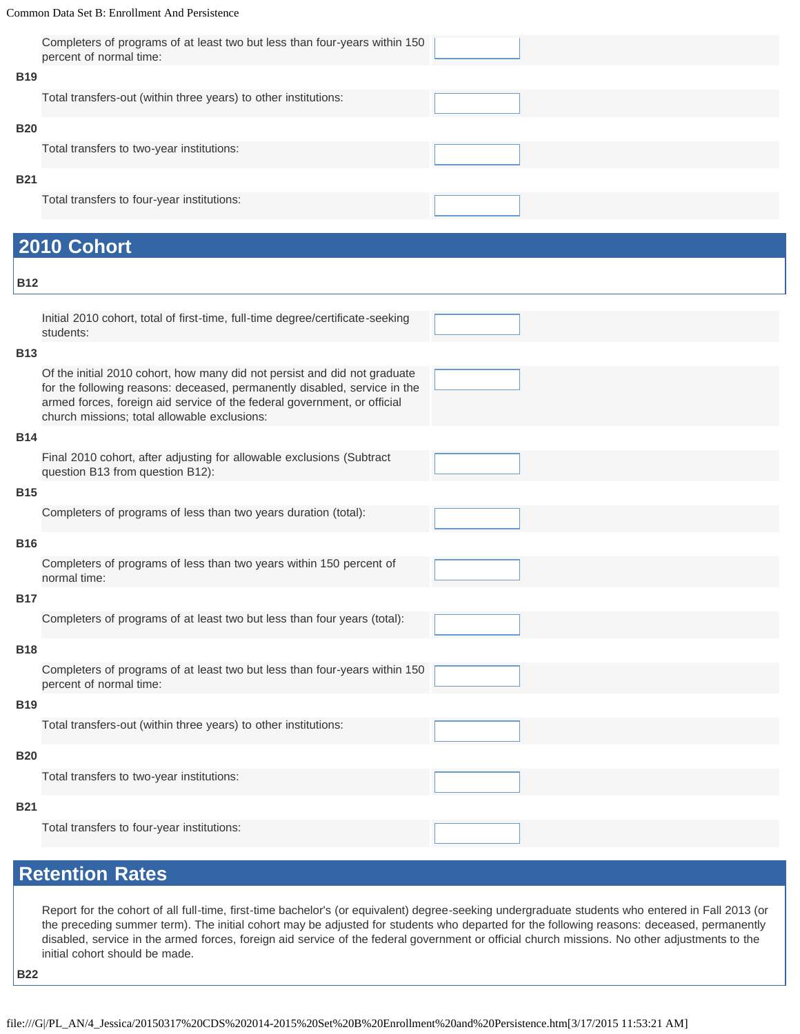Completers of programs of at least two but less than four-years within 150 percent of normal time:

**B19**

Total transfers-out (within three years) to other institutions:

**B20**

Total transfers to two-year institutions:

**B21**

Total transfers to four-year institutions:

## 2010 Cohort

**B12**

Initial 2010 cohort, total of first-time, full-time degree/certificate-seeking students:

**B13**

Of the initial 2010 cohort, how many did not persist and did not graduate for the following reasons: deceased, permanently disabled, service in the armed forces, foreign aid service of the federal government, or official church missions; total allowable exclusions:

**B14**

Final 2010 cohort, after adjusting for allowable exclusions (Subtract question B13 from question B12):

**B15**

Completers of programs of less than two years duration (total):

**B16**

Completers of programs of less than two years within 150 percent of normal time:

**B17**

Completers of programs of at least two but less than four years (total):

**B18**

Completers of programs of at least two but less than four-years within 150 percent of normal time:

**B19**

Total transfers-out (within three years) to other institutions:

**B20**

Total transfers to two-year institutions:

**B21**

Total transfers to four-year institutions:

## Retention Rates

Report for the cohort of all full-time, first-time bachelor's (or equivalent) degree-seeking undergraduate students who entered in Fall 2013 (or the preceding summer term). The initial cohort may be adjusted for students who departed for the following reasons: deceased, permanently disabled, service in the armed forces, foreign aid service of the federal government or official church missions. No other adjustments to the initial cohort should be made.

**B22**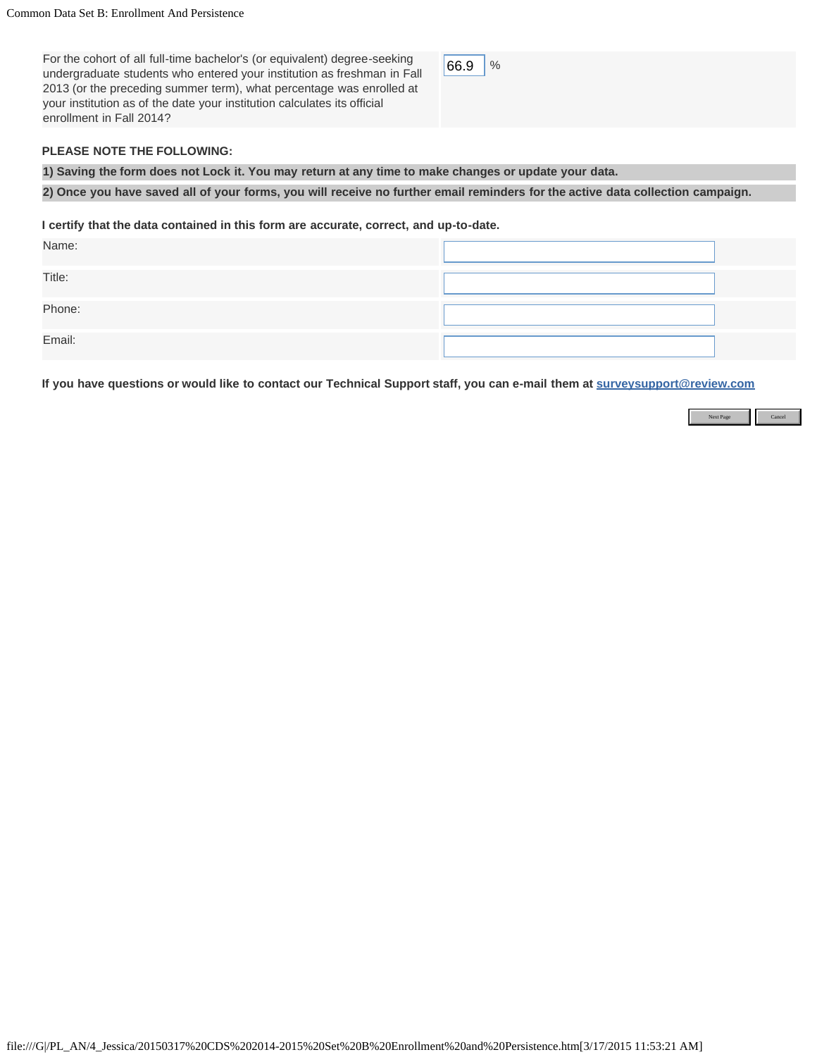| For the cohort of all full-time bachelor's (or equivalent) degree-seeking undergraduate students who entered your institution as freshman in Fall 2013 (or the preceding summer term), what percentage was enrolled at your institution as of the date your institution calculates its official enrollment in Fall 2014? | 66.9 % |
| --- | --- |

**PLEASE NOTE THE FOLLOWING:**

**1) Saving the form does not Lock it. You may return at any time to make changes or update your data.**

**2) Once you have saved all of your forms, you will receive no further email reminders for the active data collection campaign.**

**I certify that the data contained in this form are accurate, correct, and up-to-date.**

| Name: | |
| --- | --- |
| Title: | |
| Phone: | |
| Email: | |

**If you have questions or would like to contact our Technical Support staff, you can e-mail them at surveysupport@review.com**

Next Page | Cancel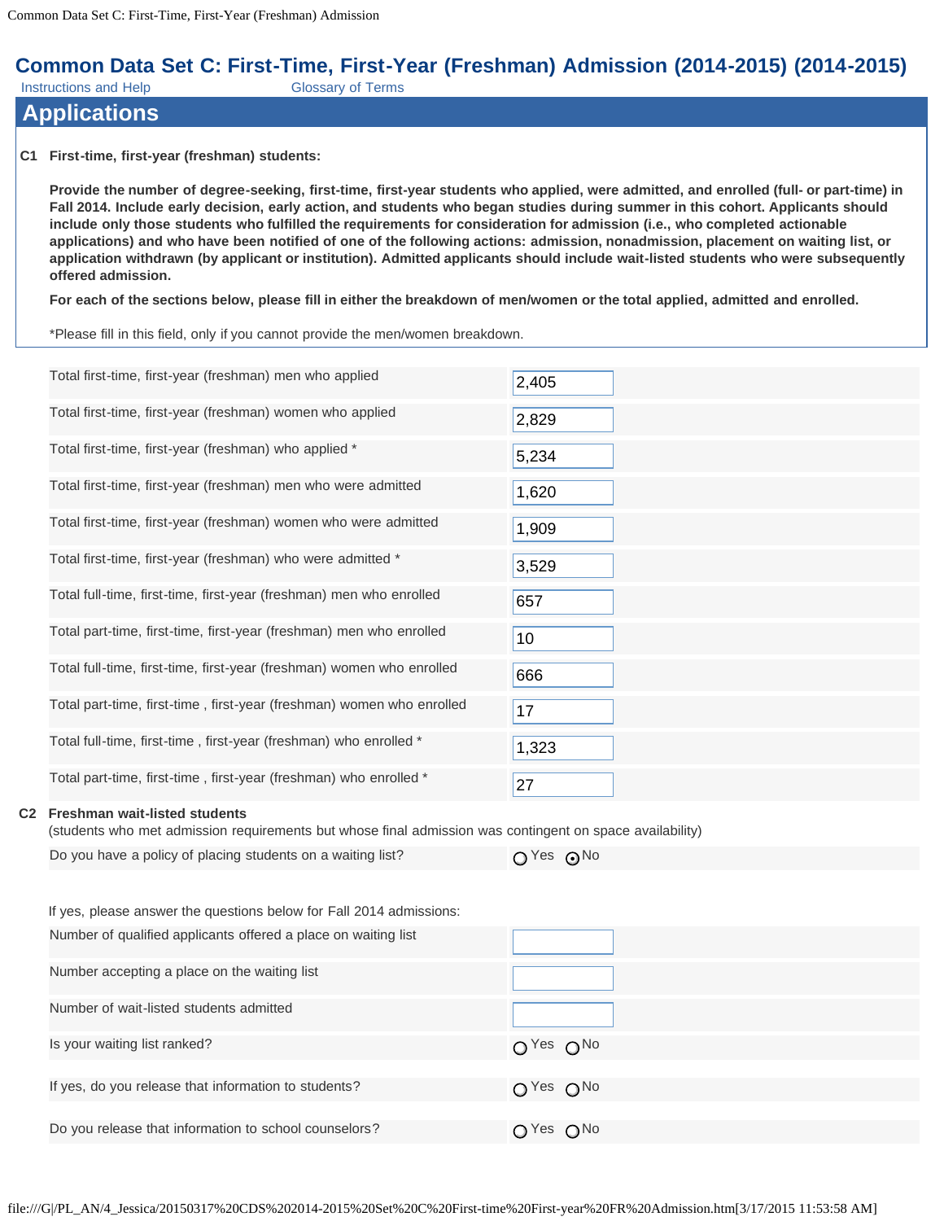# Common Data Set C: First-Time, First-Year (Freshman) Admission (2014-2015) (2014-2015)

Instructions and Help    Glossary of Terms

## Applications

**C1 First-time, first-year (freshman) students:**

**Provide the number of degree-seeking, first-time, first-year students who applied, were admitted, and enrolled (full- or part-time) in Fall 2014. Include early decision, early action, and students who began studies during summer in this cohort. Applicants should include only those students who fulfilled the requirements for consideration for admission (i.e., who completed actionable applications) and who have been notified of one of the following actions: admission, nonadmission, placement on waiting list, or application withdrawn (by applicant or institution). Admitted applicants should include wait-listed students who were subsequently offered admission.**

**For each of the sections below, please fill in either the breakdown of men/women or the total applied, admitted and enrolled.**

*Please fill in this field, only if you cannot provide the men/women breakdown.

| | |
|---|---|
| Total first-time, first-year (freshman) men who applied | 2,405 |
| Total first-time, first-year (freshman) women who applied | 2,829 |
| Total first-time, first-year (freshman) who applied * | 5,234 |
| Total first-time, first-year (freshman) men who were admitted | 1,620 |
| Total first-time, first-year (freshman) women who were admitted | 1,909 |
| Total first-time, first-year (freshman) who were admitted * | 3,529 |
| Total full-time, first-time, first-year (freshman) men who enrolled | 657 |
| Total part-time, first-time, first-year (freshman) men who enrolled | 10 |
| Total full-time, first-time, first-year (freshman) women who enrolled | 666 |
| Total part-time, first-time , first-year (freshman) women who enrolled | 17 |
| Total full-time, first-time , first-year (freshman) who enrolled * | 1,323 |
| Total part-time, first-time , first-year (freshman) who enrolled * | 27 |

**C2 Freshman wait-listed students**
(students who met admission requirements but whose final admission was contingent on space availability)

| | |
|---|---|
| Do you have a policy of placing students on a waiting list? | ○ Yes ⊙ No |

If yes, please answer the questions below for Fall 2014 admissions:

| | |
|---|---|
| Number of qualified applicants offered a place on waiting list | |
| Number accepting a place on the waiting list | |
| Number of wait-listed students admitted | |
| Is your waiting list ranked? | ○ Yes ○ No |
| If yes, do you release that information to students? | ○ Yes ○ No |
| Do you release that information to school counselors? | ○ Yes ○ No |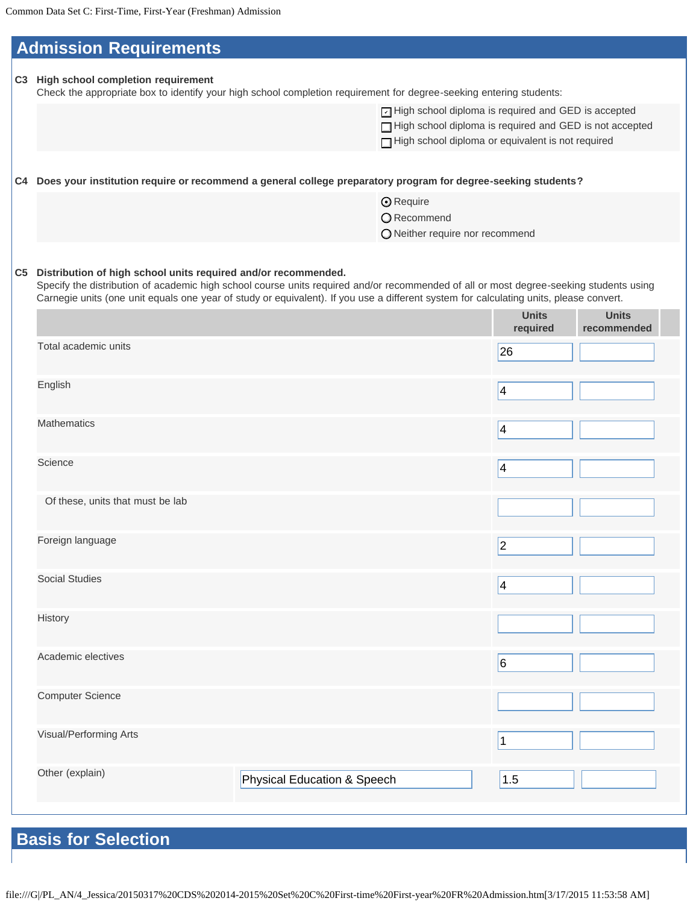## Admission Requirements

**C3 High school completion requirement**

Check the appropriate box to identify your high school completion requirement for degree-seeking entering students:

- [x] High school diploma is required and GED is accepted
- [ ] High school diploma is required and GED is not accepted
- [ ] High school diploma or equivalent is not required

**C4 Does your institution require or recommend a general college preparatory program for degree-seeking students?**

- (•) Require
- ( ) Recommend
- ( ) Neither require nor recommend

**C5 Distribution of high school units required and/or recommended.**

Specify the distribution of academic high school course units required and/or recommended of all or most degree-seeking students using Carnegie units (one unit equals one year of study or equivalent). If you use a different system for calculating units, please convert.

| | Units required | Units recommended |
|---|---|---|
| Total academic units | 26 | |
| English | 4 | |
| Mathematics | 4 | |
| Science | 4 | |
| Of these, units that must be lab | | |
| Foreign language | 2 | |
| Social Studies | 4 | |
| History | | |
| Academic electives | 6 | |
| Computer Science | | |
| Visual/Performing Arts | 1 | |
| Other (explain): Physical Education & Speech | 1.5 | |

## Basis for Selection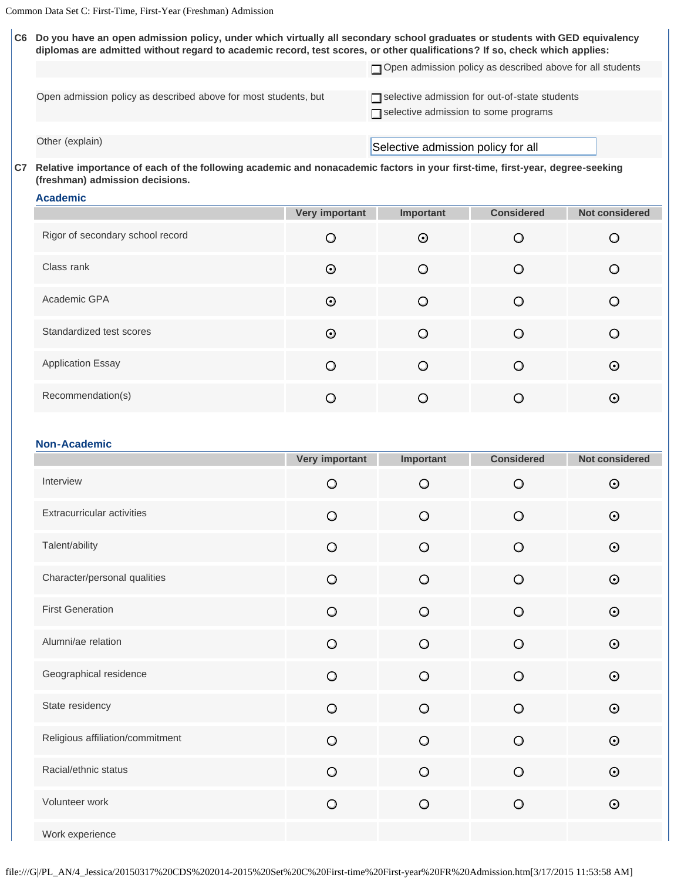**C6** **Do you have an open admission policy, under which virtually all secondary school graduates or students with GED equivalency diplomas are admitted without regard to academic record, test scores, or other qualifications? If so, check which applies:**

| | |
|---|---|
| | ☐ Open admission policy as described above for all students |
| Open admission policy as described above for most students, but | ☐ selective admission for out-of-state students<br>☐ selective admission to some programs |
| Other (explain) | Selective admission policy for all |

**C7** **Relative importance of each of the following academic and nonacademic factors in your first-time, first-year, degree-seeking (freshman) admission decisions.**

### Academic

| | Very important | Important | Considered | Not considered |
|---|---|---|---|---|
| Rigor of secondary school record | | ⦿ | | |
| Class rank | ⦿ | | | |
| Academic GPA | ⦿ | | | |
| Standardized test scores | ⦿ | | | |
| Application Essay | | | | ⦿ |
| Recommendation(s) | | | | ⦿ |

### Non-Academic

| | Very important | Important | Considered | Not considered |
|---|---|---|---|---|
| Interview | | | | ⦿ |
| Extracurricular activities | | | | ⦿ |
| Talent/ability | | | | ⦿ |
| Character/personal qualities | | | | ⦿ |
| First Generation | | | | ⦿ |
| Alumni/ae relation | | | | ⦿ |
| Geographical residence | | | | ⦿ |
| State residency | | | | ⦿ |
| Religious affiliation/commitment | | | | ⦿ |
| Racial/ethnic status | | | | ⦿ |
| Volunteer work | | | | ⦿ |
| Work experience | | | | |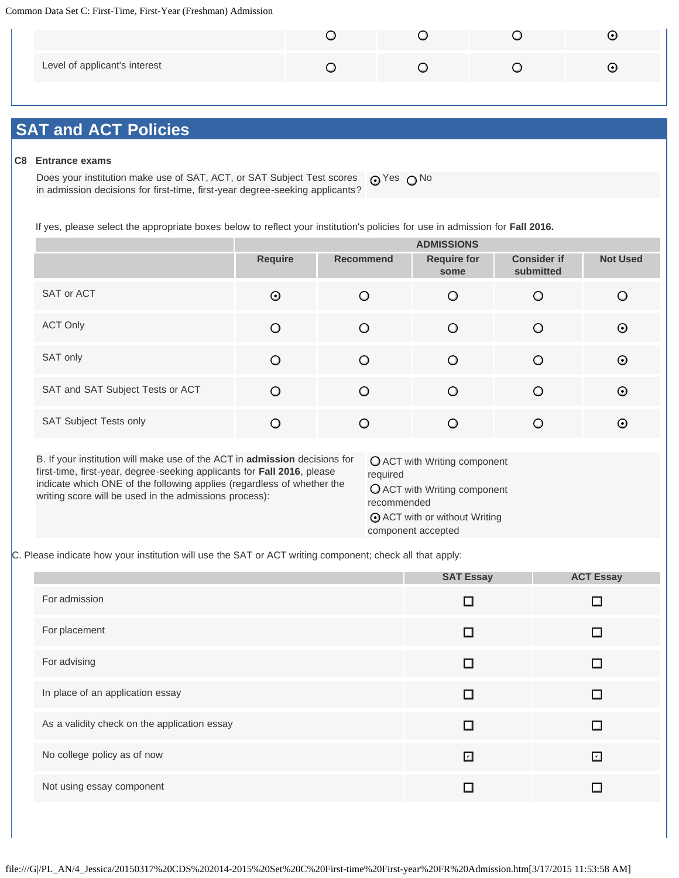| | | | | |
|---|---|---|---|---|
| | ○ | ○ | ○ | ⊙ |
| Level of applicant's interest | ○ | ○ | ○ | ⊙ |

## SAT and ACT Policies

**C8 Entrance exams**

Does your institution make use of SAT, ACT, or SAT Subject Test scores in admission decisions for first-time, first-year degree-seeking applicants? ⊙ Yes ○ No

If yes, please select the appropriate boxes below to reflect your institution's policies for use in admission for **Fall 2016.**

| | ADMISSIONS | | | | |
|---|---|---|---|---|---|
| | Require | Recommend | Require for some | Consider if submitted | Not Used |
| SAT or ACT | ⊙ | ○ | ○ | ○ | ○ |
| ACT Only | ○ | ○ | ○ | ○ | ⊙ |
| SAT only | ○ | ○ | ○ | ○ | ⊙ |
| SAT and SAT Subject Tests or ACT | ○ | ○ | ○ | ○ | ⊙ |
| SAT Subject Tests only | ○ | ○ | ○ | ○ | ⊙ |

B. If your institution will make use of the ACT in **admission** decisions for first-time, first-year, degree-seeking applicants for **Fall 2016**, please indicate which ONE of the following applies (regardless of whether the writing score will be used in the admissions process):

- ○ ACT with Writing component required
- ○ ACT with Writing component recommended
- ⊙ ACT with or without Writing component accepted

C. Please indicate how your institution will use the SAT or ACT writing component; check all that apply:

| | SAT Essay | ACT Essay |
|---|---|---|
| For admission | ☐ | ☐ |
| For placement | ☐ | ☐ |
| For advising | ☐ | ☐ |
| In place of an application essay | ☐ | ☐ |
| As a validity check on the application essay | ☐ | ☐ |
| No college policy as of now | ☑ | ☑ |
| Not using essay component | ☐ | ☐ |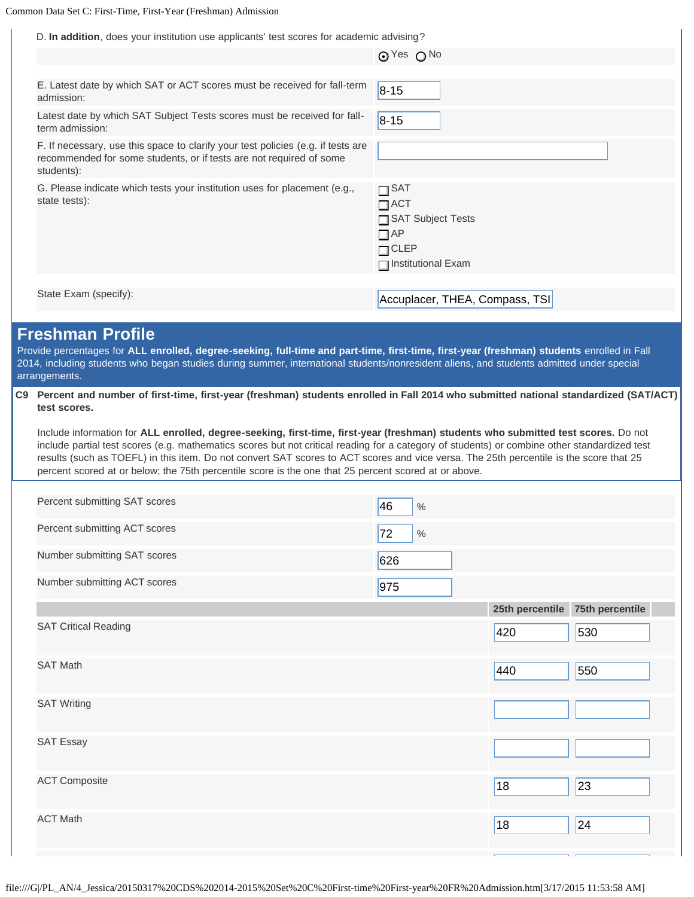D. **In addition**, does your institution use applicants' test scores for academic advising?

(•) Yes ( ) No

| | |
|---|---|
| E. Latest date by which SAT or ACT scores must be received for fall-term admission: | 8-15 |
| Latest date by which SAT Subject Tests scores must be received for fall-term admission: | 8-15 |
| F. If necessary, use this space to clarify your test policies (e.g. if tests are recommended for some students, or if tests are not required of some students): | |
| G. Please indicate which tests your institution uses for placement (e.g., state tests): | ☐ SAT<br>☐ ACT<br>☐ SAT Subject Tests<br>☐ AP<br>☐ CLEP<br>☐ Institutional Exam |
| State Exam (specify): | Accuplacer, THEA, Compass, TSI |

## Freshman Profile

Provide percentages for **ALL enrolled, degree-seeking, full-time and part-time, first-time, first-year (freshman) students** enrolled in Fall 2014, including students who began studies during summer, international students/nonresident aliens, and students admitted under special arrangements.

**C9 Percent and number of first-time, first-year (freshman) students enrolled in Fall 2014 who submitted national standardized (SAT/ACT) test scores.**

Include information for **ALL enrolled, degree-seeking, first-time, first-year (freshman) students who submitted test scores.** Do not include partial test scores (e.g. mathematics scores but not critical reading for a category of students) or combine other standardized test results (such as TOEFL) in this item. Do not convert SAT scores to ACT scores and vice versa. The 25th percentile is the score that 25 percent scored at or below; the 75th percentile score is the one that 25 percent scored at or above.

| | |
|---|---|
| Percent submitting SAT scores | 46 % |
| Percent submitting ACT scores | 72 % |
| Number submitting SAT scores | 626 |
| Number submitting ACT scores | 975 |

| | 25th percentile | 75th percentile |
|---|---|---|
| SAT Critical Reading | 420 | 530 |
| SAT Math | 440 | 550 |
| SAT Writing | | |
| SAT Essay | | |
| ACT Composite | 18 | 23 |
| ACT Math | 18 | 24 |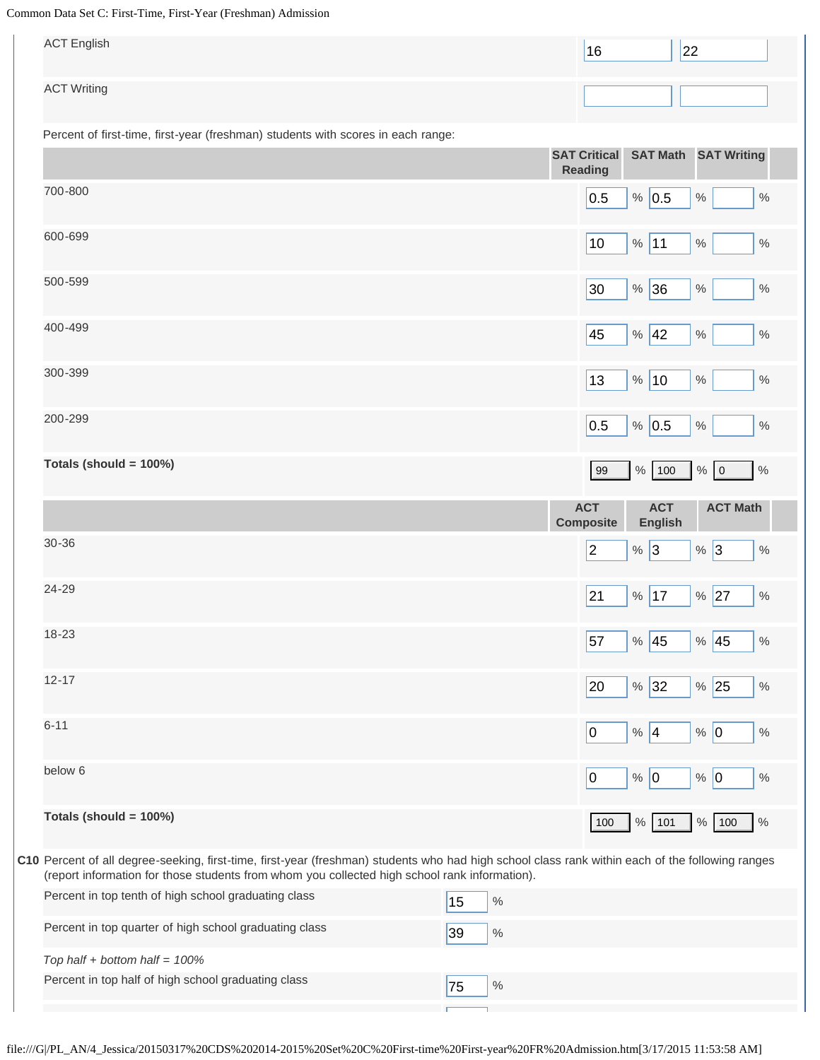| | | |
|---|---|---|
| ACT English | 16 | 22 |
| ACT Writing | | |

Percent of first-time, first-year (freshman) students with scores in each range:

| | SAT Critical Reading | SAT Math | SAT Writing |
|---|---|---|---|
| 700-800 | 0.5 % | 0.5 % | % |
| 600-699 | 10 % | 11 % | % |
| 500-599 | 30 % | 36 % | % |
| 400-499 | 45 % | 42 % | % |
| 300-399 | 13 % | 10 % | % |
| 200-299 | 0.5 % | 0.5 % | % |
| **Totals (should = 100%)** | 99 % | 100 % | 0 % |

| | ACT Composite | ACT English | ACT Math |
|---|---|---|---|
| 30-36 | 2 % | 3 % | 3 % |
| 24-29 | 21 % | 17 % | 27 % |
| 18-23 | 57 % | 45 % | 45 % |
| 12-17 | 20 % | 32 % | 25 % |
| 6-11 | 0 % | 4 % | 0 % |
| below 6 | 0 % | 0 % | 0 % |
| **Totals (should = 100%)** | 100 % | 101 % | 100 % |

**C10** Percent of all degree-seeking, first-time, first-year (freshman) students who had high school class rank within each of the following ranges (report information for those students from whom you collected high school rank information).

| | |
|---|---|
| Percent in top tenth of high school graduating class | 15 % |
| Percent in top quarter of high school graduating class | 39 % |

*Top half + bottom half = 100%*

| | |
|---|---|
| Percent in top half of high school graduating class | 75 % |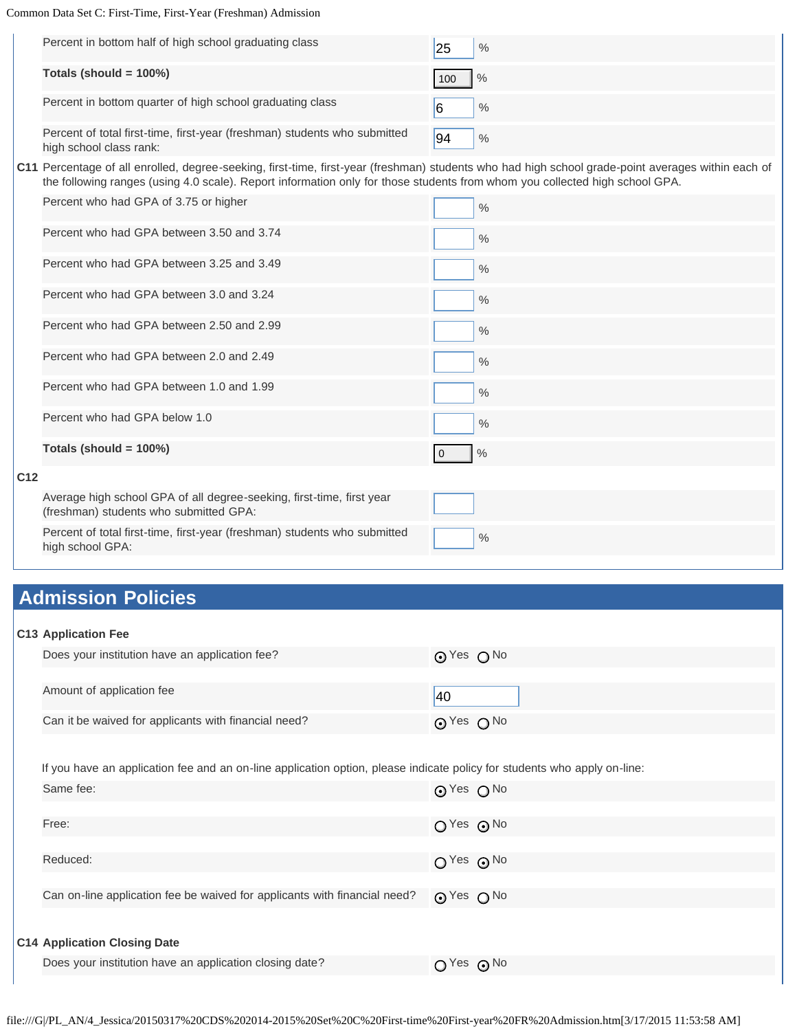| | | |
|---|---|---|
| Percent in bottom half of high school graduating class | 25 | % |
| **Totals (should = 100%)** | 100 | % |
| Percent in bottom quarter of high school graduating class | 6 | % |
| Percent of total first-time, first-year (freshman) students who submitted high school class rank: | 94 | % |

**C11** Percentage of all enrolled, degree-seeking, first-time, first-year (freshman) students who had high school grade-point averages within each of the following ranges (using 4.0 scale). Report information only for those students from whom you collected high school GPA.

| | | |
|---|---|---|
| Percent who had GPA of 3.75 or higher | | % |
| Percent who had GPA between 3.50 and 3.74 | | % |
| Percent who had GPA between 3.25 and 3.49 | | % |
| Percent who had GPA between 3.0 and 3.24 | | % |
| Percent who had GPA between 2.50 and 2.99 | | % |
| Percent who had GPA between 2.0 and 2.49 | | % |
| Percent who had GPA between 1.0 and 1.99 | | % |
| Percent who had GPA below 1.0 | | % |
| **Totals (should = 100%)** | 0 | % |

**C12**

| | | |
|---|---|---|
| Average high school GPA of all degree-seeking, first-time, first year (freshman) students who submitted GPA: | | |
| Percent of total first-time, first-year (freshman) students who submitted high school GPA: | | % |

## Admission Policies

**C13 Application Fee**

| | |
|---|---|
| Does your institution have an application fee? | ◉ Yes ○ No |
| Amount of application fee | 40 |
| Can it be waived for applicants with financial need? | ◉ Yes ○ No |

If you have an application fee and an on-line application option, please indicate policy for students who apply on-line:

| | |
|---|---|
| Same fee: | ◉ Yes ○ No |
| Free: | ○ Yes ◉ No |
| Reduced: | ○ Yes ◉ No |
| Can on-line application fee be waived for applicants with financial need? | ◉ Yes ○ No |

**C14 Application Closing Date**

| | |
|---|---|
| Does your institution have an application closing date? | ○ Yes ◉ No |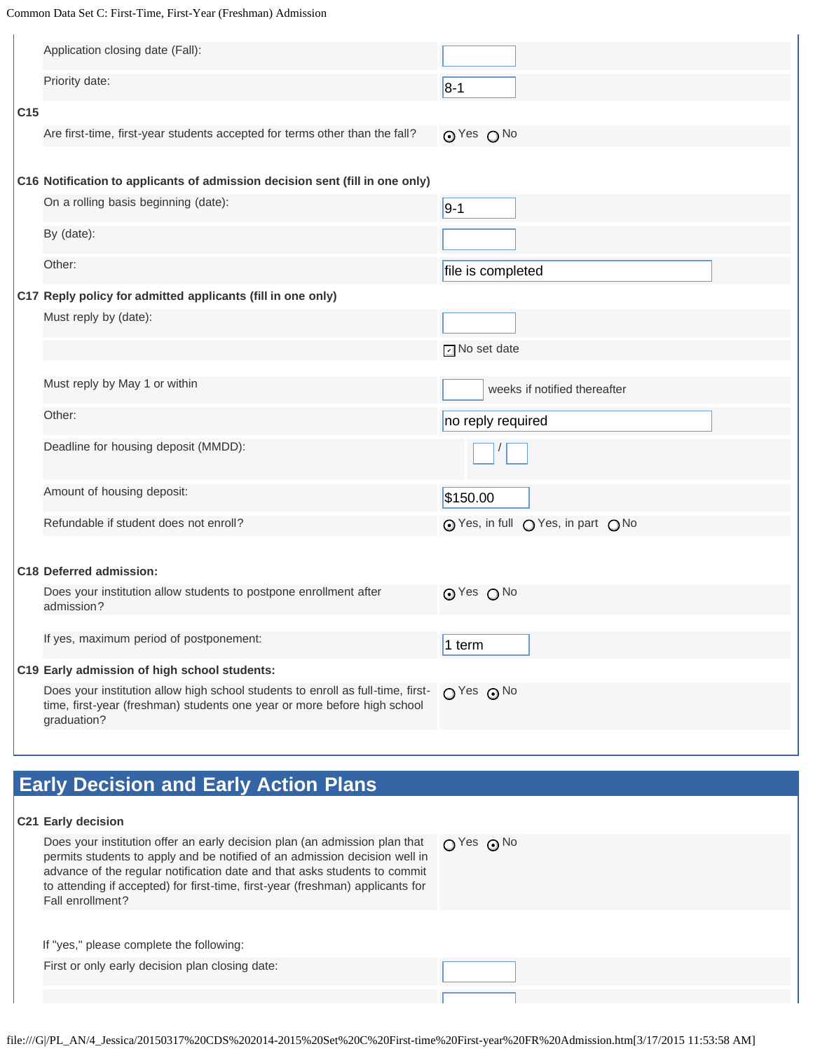| | |
|---|---|
| Application closing date (Fall): | |
| Priority date: | 8-1 |

**C15**

| | |
|---|---|
| Are first-time, first-year students accepted for terms other than the fall? | (•) Yes ( ) No |

**C16 Notification to applicants of admission decision sent (fill in one only)**

| | |
|---|---|
| On a rolling basis beginning (date): | 9-1 |
| By (date): | |
| Other: | file is completed |

**C17 Reply policy for admitted applicants (fill in one only)**

| | |
|---|---|
| Must reply by (date): | |
| | [x] No set date |
| Must reply by May 1 or within | ___ weeks if notified thereafter |
| Other: | no reply required |
| Deadline for housing deposit (MMDD): | / |
| Amount of housing deposit: | $150.00 |
| Refundable if student does not enroll? | (•) Yes, in full ( ) Yes, in part ( ) No |

**C18 Deferred admission:**

| | |
|---|---|
| Does your institution allow students to postpone enrollment after admission? | (•) Yes ( ) No |
| If yes, maximum period of postponement: | 1 term |

**C19 Early admission of high school students:**

| | |
|---|---|
| Does your institution allow high school students to enroll as full-time, first-time, first-year (freshman) students one year or more before high school graduation? | ( ) Yes (•) No |

## Early Decision and Early Action Plans

**C21 Early decision**

| | |
|---|---|
| Does your institution offer an early decision plan (an admission plan that permits students to apply and be notified of an admission decision well in advance of the regular notification date and that asks students to commit to attending if accepted) for first-time, first-year (freshman) applicants for Fall enrollment? | ( ) Yes (•) No |

If "yes," please complete the following:

| | |
|---|---|
| First or only early decision plan closing date: | |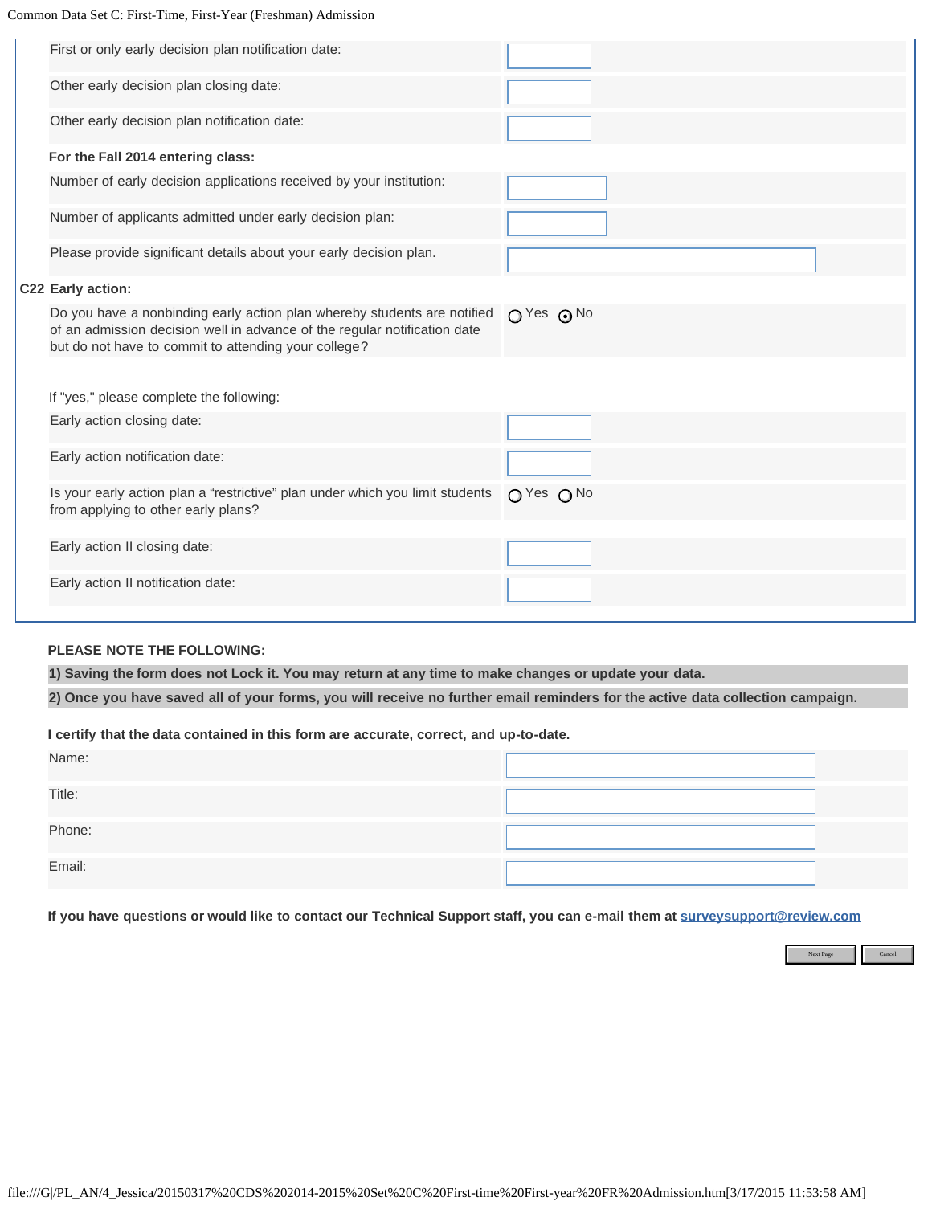| | |
|---|---|
| First or only early decision plan notification date: | |
| Other early decision plan closing date: | |
| Other early decision plan notification date: | |

**For the Fall 2014 entering class:**

| | |
|---|---|
| Number of early decision applications received by your institution: | |
| Number of applicants admitted under early decision plan: | |
| Please provide significant details about your early decision plan. | |

**C22 Early action:**

| | |
|---|---|
| Do you have a nonbinding early action plan whereby students are notified of an admission decision well in advance of the regular notification date but do not have to commit to attending your college? | ○ Yes ⊙ No |

If "yes," please complete the following:

| | |
|---|---|
| Early action closing date: | |
| Early action notification date: | |
| Is your early action plan a "restrictive" plan under which you limit students from applying to other early plans? | ○ Yes ○ No |
| Early action II closing date: | |
| Early action II notification date: | |

**PLEASE NOTE THE FOLLOWING:**

**1) Saving the form does not Lock it. You may return at any time to make changes or update your data.**

**2) Once you have saved all of your forms, you will receive no further email reminders for the active data collection campaign.**

**I certify that the data contained in this form are accurate, correct, and up-to-date.**

| | |
|---|---|
| Name: | |
| Title: | |
| Phone: | |
| Email: | |

**If you have questions or would like to contact our Technical Support staff, you can e-mail them at surveysupport@review.com**

Next Page | Cancel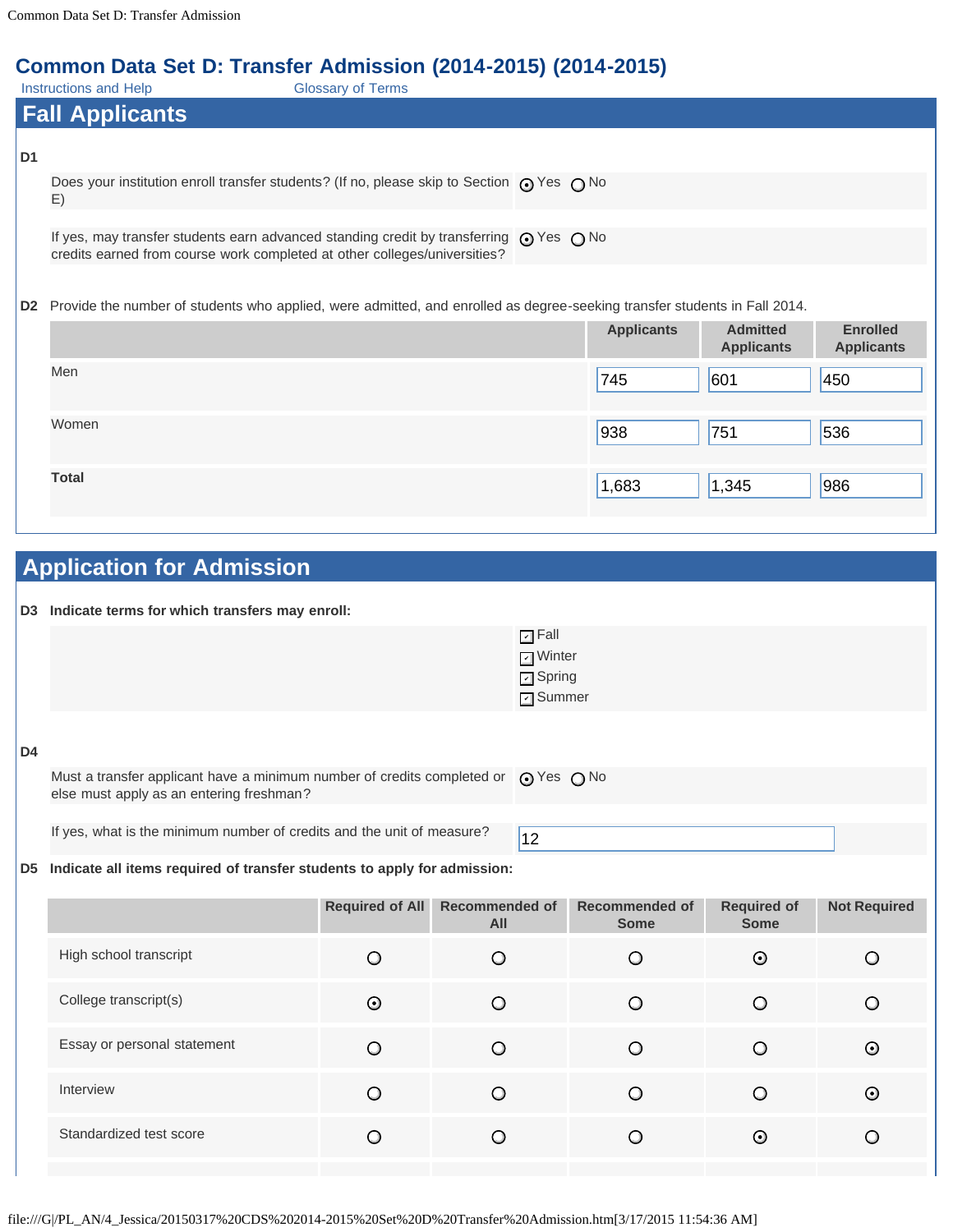# Common Data Set D: Transfer Admission (2014-2015) (2014-2015)

Instructions and Help　　Glossary of Terms

## Fall Applicants

**D1**

| | |
|---|---|
| Does your institution enroll transfer students? (If no, please skip to Section E) | ⦿ Yes ○ No |
| If yes, may transfer students earn advanced standing credit by transferring credits earned from course work completed at other colleges/universities? | ⦿ Yes ○ No |

**D2** Provide the number of students who applied, were admitted, and enrolled as degree-seeking transfer students in Fall 2014.

| | Applicants | Admitted Applicants | Enrolled Applicants |
|---|---|---|---|
| Men | 745 | 601 | 450 |
| Women | 938 | 751 | 536 |
| **Total** | 1,683 | 1,345 | 986 |

## Application for Admission

**D3 Indicate terms for which transfers may enroll:**

- ☑ Fall
- ☑ Winter
- ☑ Spring
- ☑ Summer

**D4**

| | |
|---|---|
| Must a transfer applicant have a minimum number of credits completed or else must apply as an entering freshman? | ⦿ Yes ○ No |
| If yes, what is the minimum number of credits and the unit of measure? | 12 |

**D5 Indicate all items required of transfer students to apply for admission:**

| | Required of All | Recommended of All | Recommended of Some | Required of Some | Not Required |
|---|---|---|---|---|---|
| High school transcript | ○ | ○ | ○ | ⦿ | ○ |
| College transcript(s) | ⦿ | ○ | ○ | ○ | ○ |
| Essay or personal statement | ○ | ○ | ○ | ○ | ⦿ |
| Interview | ○ | ○ | ○ | ○ | ⦿ |
| Standardized test score | ○ | ○ | ○ | ⦿ | ○ |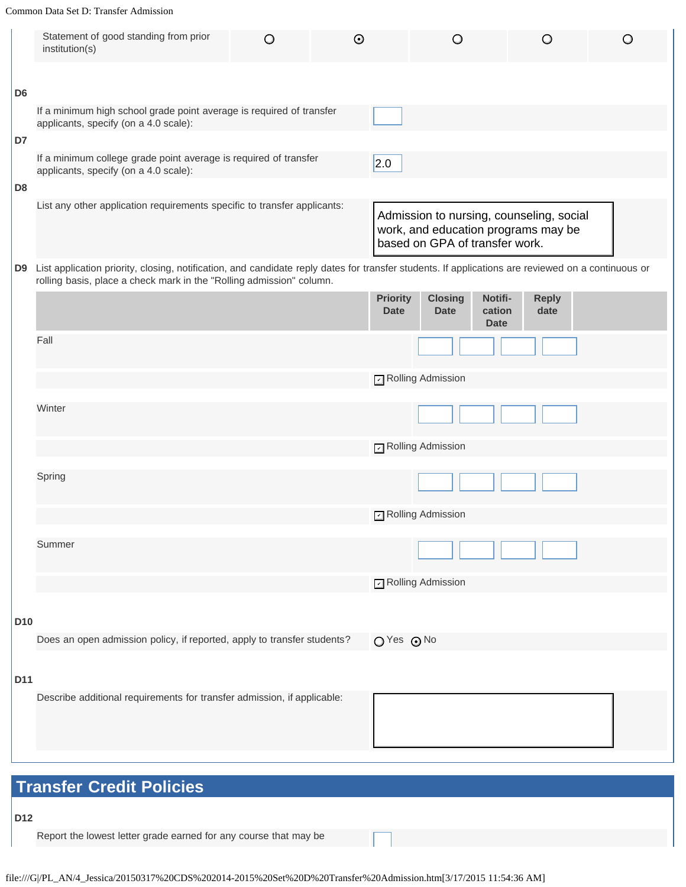| | | | | | |
|---|---|---|---|---|---|
| Statement of good standing from prior institution(s) | ○ | ⦿ | ○ | ○ | ○ |

**D6**

If a minimum high school grade point average is required of transfer applicants, specify (on a 4.0 scale):

**D7**

If a minimum college grade point average is required of transfer applicants, specify (on a 4.0 scale): 2.0

**D8**

List any other application requirements specific to transfer applicants:

Admission to nursing, counseling, social work, and education programs may be based on GPA of transfer work.

**D9** List application priority, closing, notification, and candidate reply dates for transfer students. If applications are reviewed on a continuous or rolling basis, place a check mark in the "Rolling admission" column.

| | Priority Date | Closing Date | Notification Date | Reply date | |
|---|---|---|---|---|---|
| Fall | | | | | |
| | ☑ Rolling Admission | | | | |
| Winter | | | | | |
| | ☑ Rolling Admission | | | | |
| Spring | | | | | |
| | ☑ Rolling Admission | | | | |
| Summer | | | | | |
| | ☑ Rolling Admission | | | | |

**D10**

Does an open admission policy, if reported, apply to transfer students? ○ Yes ⦿ No

**D11**

Describe additional requirements for transfer admission, if applicable:

## Transfer Credit Policies

**D12**

Report the lowest letter grade earned for any course that may be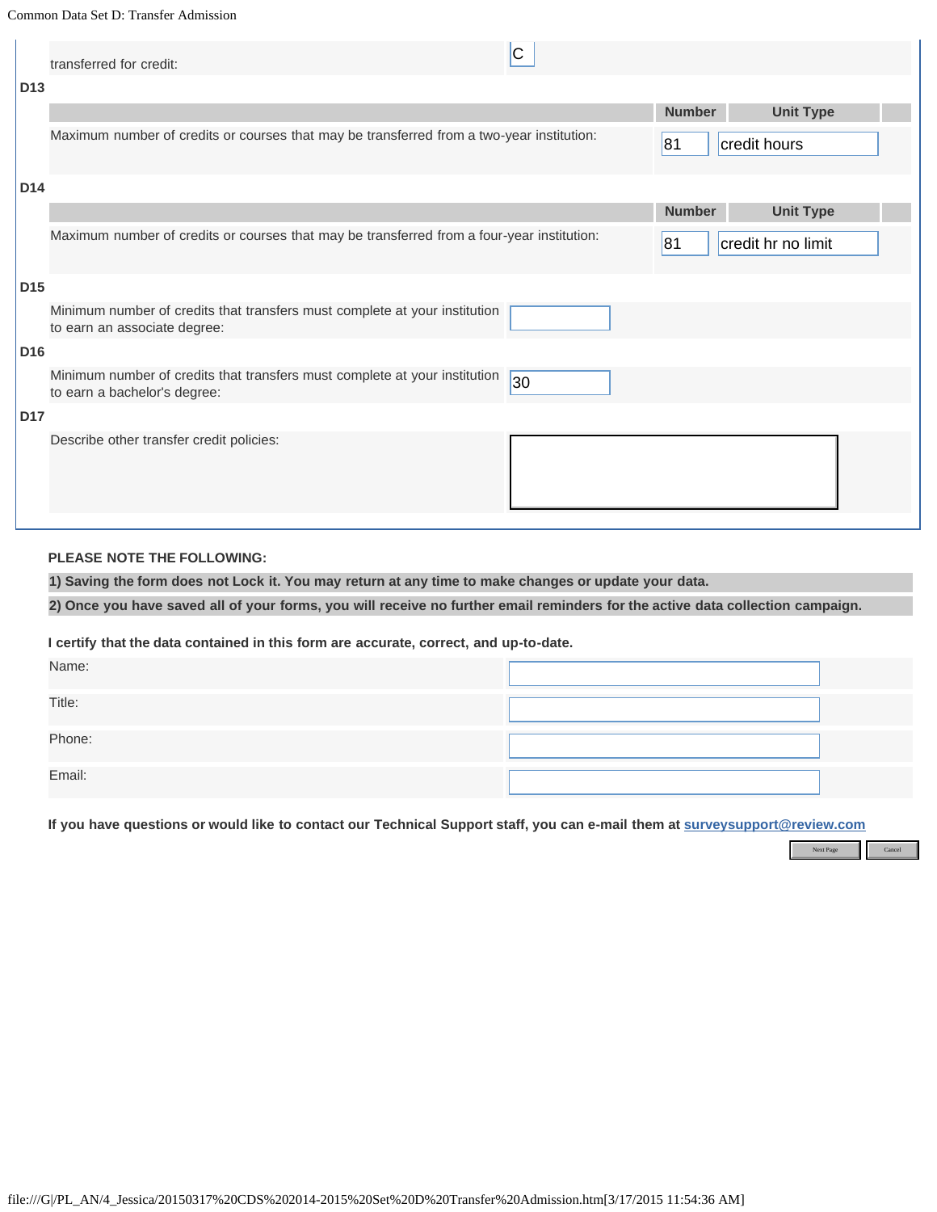| transferred for credit: | C |
|---|---|

**D13**

| | Number | Unit Type |
|---|---|---|
| Maximum number of credits or courses that may be transferred from a two-year institution: | 81 | credit hours |

**D14**

| | Number | Unit Type |
|---|---|---|
| Maximum number of credits or courses that may be transferred from a four-year institution: | 81 | credit hr no limit |

**D15**

| Minimum number of credits that transfers must complete at your institution to earn an associate degree: | |
|---|---|

**D16**

| Minimum number of credits that transfers must complete at your institution to earn a bachelor's degree: | 30 |
|---|---|

**D17**

| Describe other transfer credit policies: | |
|---|---|

**PLEASE NOTE THE FOLLOWING:**

**1) Saving the form does not Lock it. You may return at any time to make changes or update your data.**

**2) Once you have saved all of your forms, you will receive no further email reminders for the active data collection campaign.**

**I certify that the data contained in this form are accurate, correct, and up-to-date.**

| Name: | |
|---|---|
| Title: | |
| Phone: | |
| Email: | |

**If you have questions or would like to contact our Technical Support staff, you can e-mail them at surveysupport@review.com**

Next Page | Cancel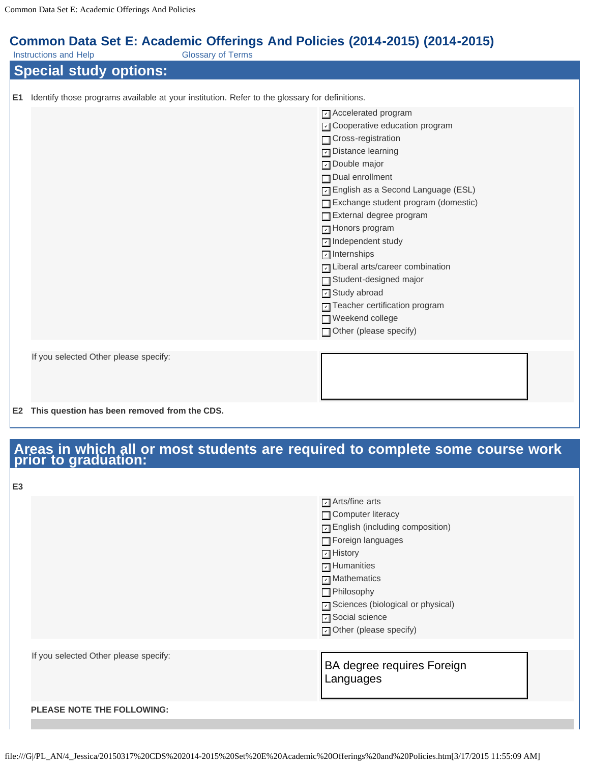# Common Data Set E: Academic Offerings And Policies (2014-2015) (2014-2015)

Instructions and Help     Glossary of Terms

## Special study options:

**E1** Identify those programs available at your institution. Refer to the glossary for definitions.

- [x] Accelerated program
- [x] Cooperative education program
- [ ] Cross-registration
- [x] Distance learning
- [x] Double major
- [ ] Dual enrollment
- [x] English as a Second Language (ESL)
- [ ] Exchange student program (domestic)
- [ ] External degree program
- [x] Honors program
- [x] Independent study
- [x] Internships
- [x] Liberal arts/career combination
- [ ] Student-designed major
- [x] Study abroad
- [x] Teacher certification program
- [ ] Weekend college
- [ ] Other (please specify)

If you selected Other please specify:

**E2 This question has been removed from the CDS.**

## Areas in which all or most students are required to complete some course work prior to graduation:

**E3**

- [x] Arts/fine arts
- [ ] Computer literacy
- [x] English (including composition)
- [ ] Foreign languages
- [x] History
- [x] Humanities
- [x] Mathematics
- [ ] Philosophy
- [x] Sciences (biological or physical)
- [x] Social science
- [x] Other (please specify)

If you selected Other please specify: BA degree requires Foreign Languages

**PLEASE NOTE THE FOLLOWING:**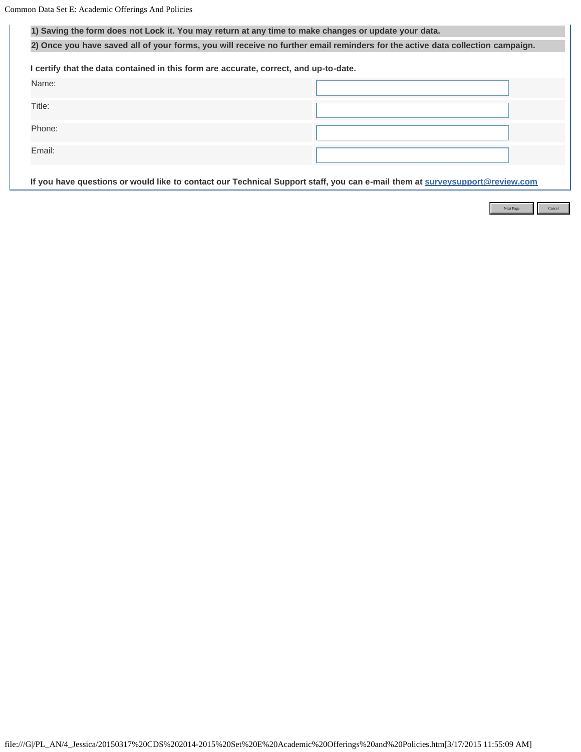**1) Saving the form does not Lock it. You may return at any time to make changes or update your data.**

**2) Once you have saved all of your forms, you will receive no further email reminders for the active data collection campaign.**

**I certify that the data contained in this form are accurate, correct, and up-to-date.**

| | |
|---|---|
| Name: | |
| Title: | |
| Phone: | |
| Email: | |

**If you have questions or would like to contact our Technical Support staff, you can e-mail them at surveysupport@review.com**

Next Page | Cancel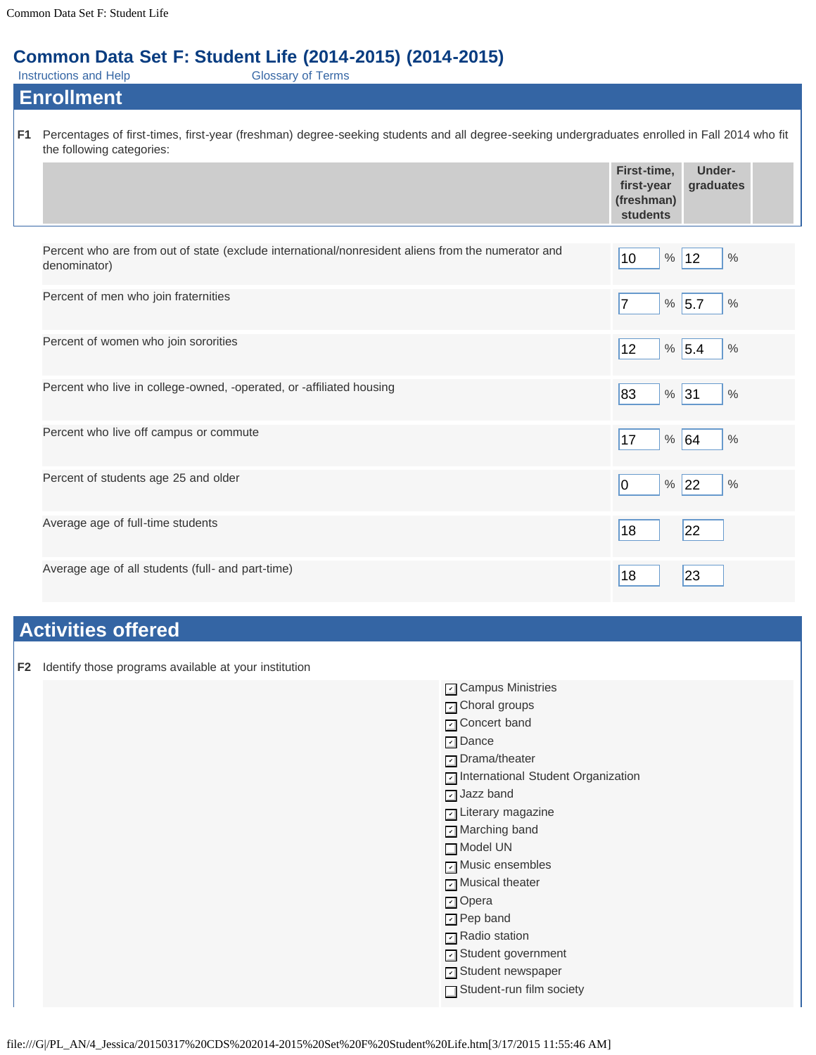# Common Data Set F: Student Life (2014-2015) (2014-2015)

Instructions and Help　　　　Glossary of Terms

## Enrollment

**F1** Percentages of first-times, first-year (freshman) degree-seeking students and all degree-seeking undergraduates enrolled in Fall 2014 who fit the following categories:

| | First-time, first-year (freshman) students | Under-graduates |
|---|---|---|
| Percent who are from out of state (exclude international/nonresident aliens from the numerator and denominator) | 10 % | 12 % |
| Percent of men who join fraternities | 7 % | 5.7 % |
| Percent of women who join sororities | 12 % | 5.4 % |
| Percent who live in college-owned, -operated, or -affiliated housing | 83 % | 31 % |
| Percent who live off campus or commute | 17 % | 64 % |
| Percent of students age 25 and older | 0 % | 22 % |
| Average age of full-time students | 18 | 22 |
| Average age of all students (full- and part-time) | 18 | 23 |

## Activities offered

**F2** Identify those programs available at your institution

- [x] Campus Ministries
- [x] Choral groups
- [x] Concert band
- [x] Dance
- [x] Drama/theater
- [x] International Student Organization
- [x] Jazz band
- [x] Literary magazine
- [x] Marching band
- [ ] Model UN
- [x] Music ensembles
- [x] Musical theater
- [x] Opera
- [x] Pep band
- [x] Radio station
- [x] Student government
- [x] Student newspaper
- [ ] Student-run film society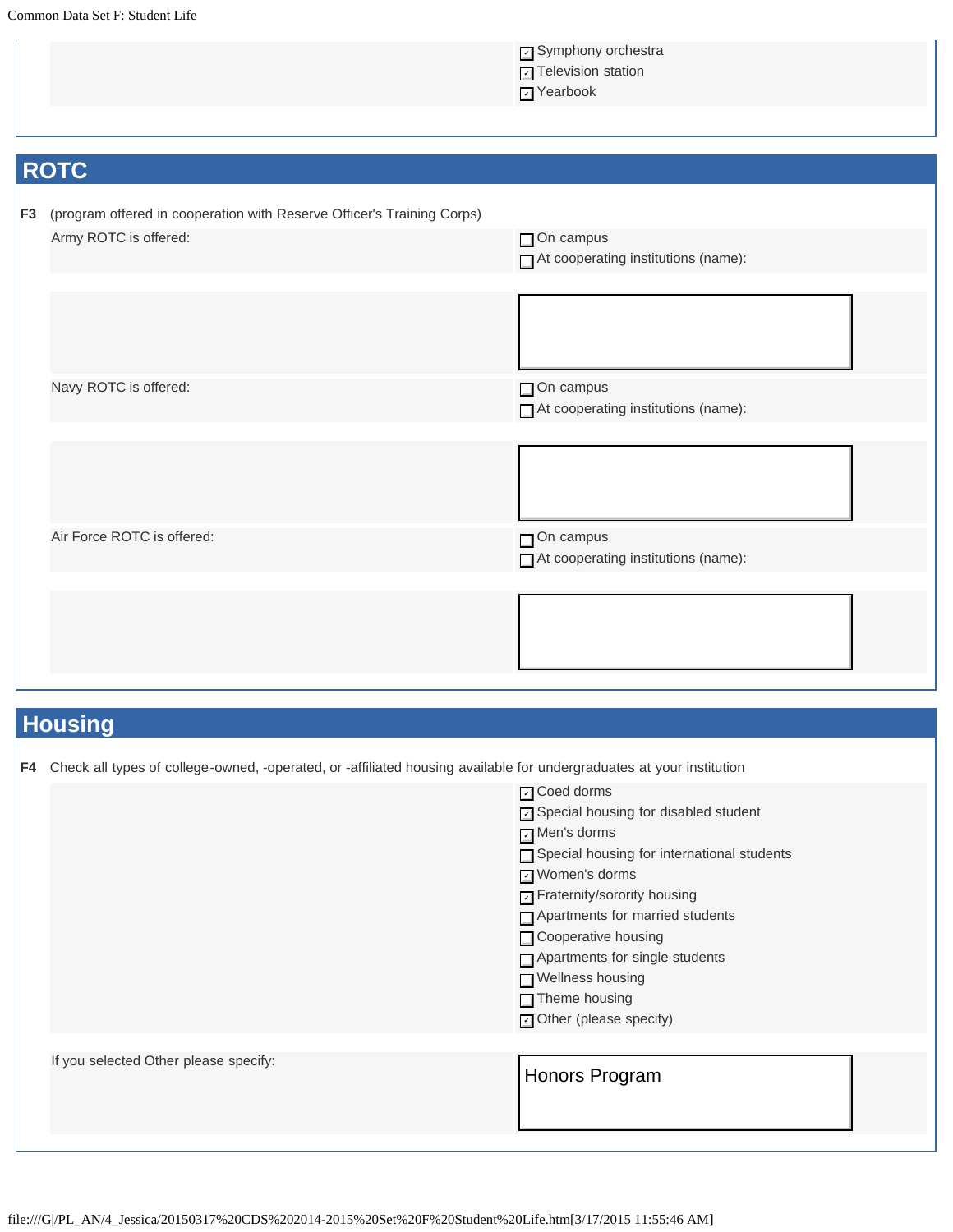- [x] Symphony orchestra
- [x] Television station
- [x] Yearbook

## ROTC

**F3** (program offered in cooperation with Reserve Officer's Training Corps)

Army ROTC is offered:

- [ ] On campus
- [ ] At cooperating institutions (name):

Navy ROTC is offered:

- [ ] On campus
- [ ] At cooperating institutions (name):

Air Force ROTC is offered:

- [ ] On campus
- [ ] At cooperating institutions (name):

## Housing

**F4** Check all types of college-owned, -operated, or -affiliated housing available for undergraduates at your institution

- [x] Coed dorms
- [x] Special housing for disabled student
- [x] Men's dorms
- [ ] Special housing for international students
- [x] Women's dorms
- [x] Fraternity/sorority housing
- [ ] Apartments for married students
- [ ] Cooperative housing
- [ ] Apartments for single students
- [ ] Wellness housing
- [ ] Theme housing
- [x] Other (please specify)

If you selected Other please specify: Honors Program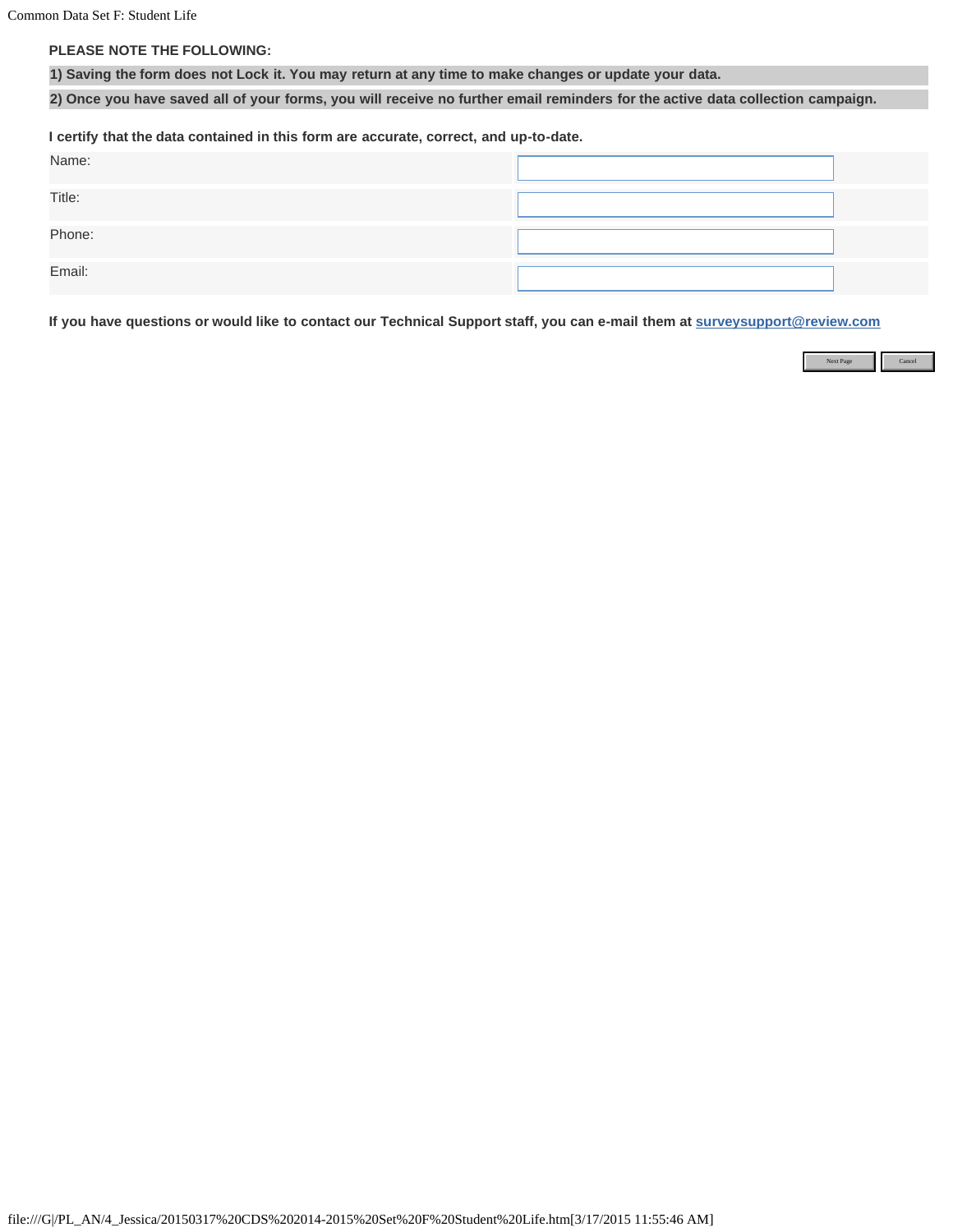**PLEASE NOTE THE FOLLOWING:**

**1) Saving the form does not Lock it. You may return at any time to make changes or update your data.**

**2) Once you have saved all of your forms, you will receive no further email reminders for the active data collection campaign.**

**I certify that the data contained in this form are accurate, correct, and up-to-date.**

| | |
|---|---|
| Name: | |
| Title: | |
| Phone: | |
| Email: | |

**If you have questions or would like to contact our Technical Support staff, you can e-mail them at surveysupport@review.com**

Next Page | Cancel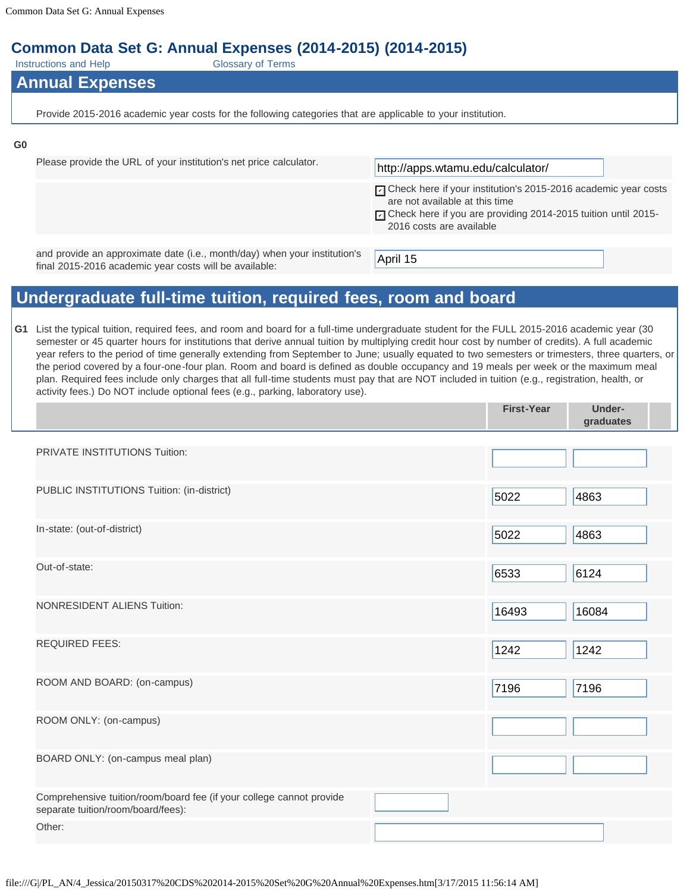# Common Data Set G: Annual Expenses (2014-2015) (2014-2015)

Instructions and Help | Glossary of Terms

## Annual Expenses

Provide 2015-2016 academic year costs for the following categories that are applicable to your institution.

**G0**

| | |
|---|---|
| Please provide the URL of your institution's net price calculator. | http://apps.wtamu.edu/calculator/ |
| | ☑ Check here if your institution's 2015-2016 academic year costs are not available at this time<br>☑ Check here if you are providing 2014-2015 tuition until 2015-2016 costs are available |
| and provide an approximate date (i.e., month/day) when your institution's final 2015-2016 academic year costs will be available: | April 15 |

## Undergraduate full-time tuition, required fees, room and board

**G1** List the typical tuition, required fees, and room and board for a full-time undergraduate student for the FULL 2015-2016 academic year (30 semester or 45 quarter hours for institutions that derive annual tuition by multiplying credit hour cost by number of credits). A full academic year refers to the period of time generally extending from September to June; usually equated to two semesters or trimesters, three quarters, or the period covered by a four-one-four plan. Room and board is defined as double occupancy and 19 meals per week or the maximum meal plan. Required fees include only charges that all full-time students must pay that are NOT included in tuition (e.g., registration, health, or activity fees.) Do NOT include optional fees (e.g., parking, laboratory use).

| | First-Year | Under-graduates |
|---|---|---|
| PRIVATE INSTITUTIONS Tuition: | | |
| PUBLIC INSTITUTIONS Tuition: (in-district) | 5022 | 4863 |
| In-state: (out-of-district) | 5022 | 4863 |
| Out-of-state: | 6533 | 6124 |
| NONRESIDENT ALIENS Tuition: | 16493 | 16084 |
| REQUIRED FEES: | 1242 | 1242 |
| ROOM AND BOARD: (on-campus) | 7196 | 7196 |
| ROOM ONLY: (on-campus) | | |
| BOARD ONLY: (on-campus meal plan) | | |

| | |
|---|---|
| Comprehensive tuition/room/board fee (if your college cannot provide separate tuition/room/board/fees): | |
| Other: | |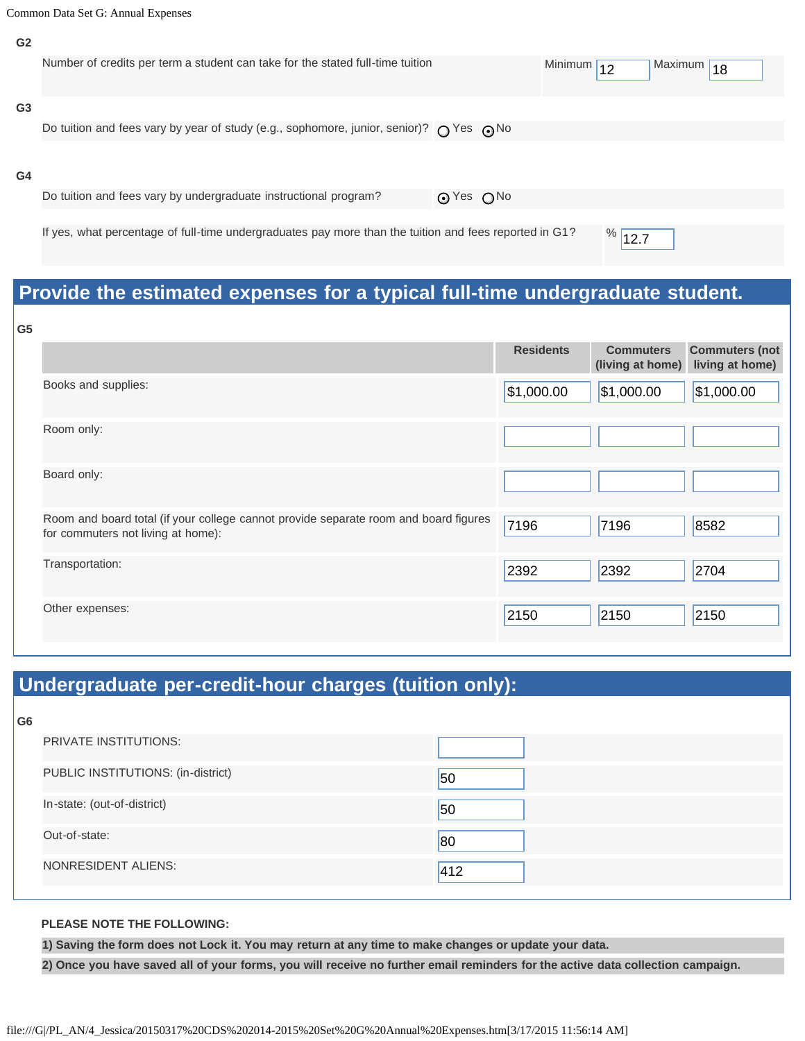Common Data Set G: Annual Expenses

**G2**

| Number of credits per term a student can take for the stated full-time tuition | Minimum | 12 | Maximum | 18 |
|---|---|---|---|---|

**G3**

Do tuition and fees vary by year of study (e.g., sophomore, junior, senior)? ○ Yes ⊙ No

**G4**

Do tuition and fees vary by undergraduate instructional program? ⊙ Yes ○ No

If yes, what percentage of full-time undergraduates pay more than the tuition and fees reported in G1? % 12.7

## Provide the estimated expenses for a typical full-time undergraduate student.

**G5**

| | Residents | Commuters (living at home) | Commuters (not living at home) |
|---|---|---|---|
| Books and supplies: | $1,000.00 | $1,000.00 | $1,000.00 |
| Room only: | | | |
| Board only: | | | |
| Room and board total (if your college cannot provide separate room and board figures for commuters not living at home): | 7196 | 7196 | 8582 |
| Transportation: | 2392 | 2392 | 2704 |
| Other expenses: | 2150 | 2150 | 2150 |

## Undergraduate per-credit-hour charges (tuition only):

**G6**

| | |
|---|---|
| PRIVATE INSTITUTIONS: | |
| PUBLIC INSTITUTIONS: (in-district) | 50 |
| In-state: (out-of-district) | 50 |
| Out-of-state: | 80 |
| NONRESIDENT ALIENS: | 412 |

**PLEASE NOTE THE FOLLOWING:**

**1) Saving the form does not Lock it. You may return at any time to make changes or update your data.**

**2) Once you have saved all of your forms, you will receive no further email reminders for the active data collection campaign.**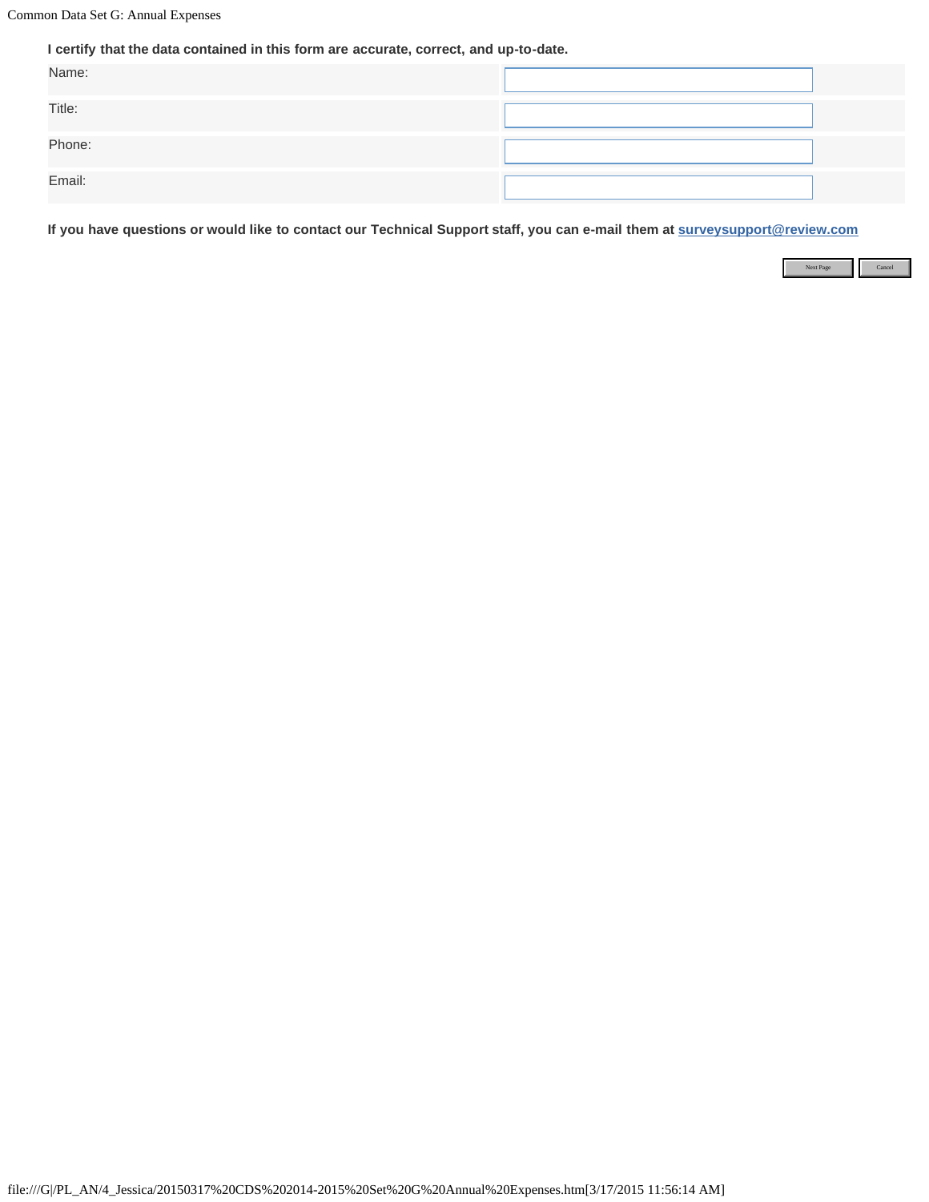**I certify that the data contained in this form are accurate, correct, and up-to-date.**

| | |
|---|---|
| Name: | |
| Title: | |
| Phone: | |
| Email: | |

**If you have questions or would like to contact our Technical Support staff, you can e-mail them at surveysupport@review.com**

Next Page | Cancel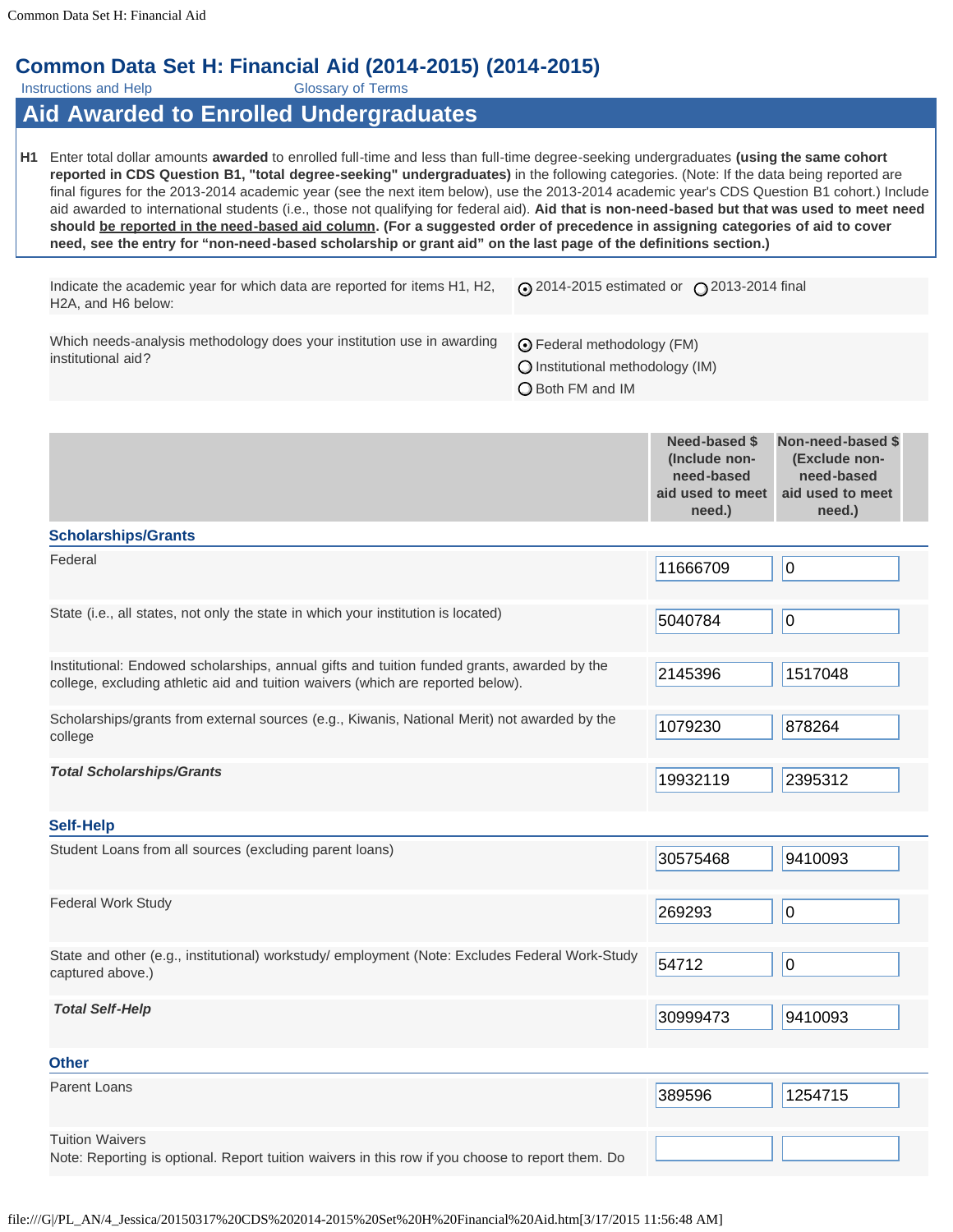# Common Data Set H: Financial Aid (2014-2015) (2014-2015)

Instructions and Help Glossary of Terms

## Aid Awarded to Enrolled Undergraduates

**H1** Enter total dollar amounts **awarded** to enrolled full-time and less than full-time degree-seeking undergraduates **(using the same cohort reported in CDS Question B1, "total degree-seeking" undergraduates)** in the following categories. (Note: If the data being reported are final figures for the 2013-2014 academic year (see the next item below), use the 2013-2014 academic year's CDS Question B1 cohort.) Include aid awarded to international students (i.e., those not qualifying for federal aid). **Aid that is non-need-based but that was used to meet need should be reported in the need-based aid column. (For a suggested order of precedence in assigning categories of aid to cover need, see the entry for "non-need-based scholarship or grant aid" on the last page of the definitions section.)**

| | |
|---|---|
| Indicate the academic year for which data are reported for items H1, H2, H2A, and H6 below: | (selected) 2014-2015 estimated or ( ) 2013-2014 final |
| Which needs-analysis methodology does your institution use in awarding institutional aid? | (selected) Federal methodology (FM) <br> ( ) Institutional methodology (IM) <br> ( ) Both FM and IM |

| | Need-based $ (Include non-need-based aid used to meet need.) | Non-need-based $ (Exclude non-need-based aid used to meet need.) |
|---|---|---|
| **Scholarships/Grants** | | |
| Federal | 11666709 | 0 |
| State (i.e., all states, not only the state in which your institution is located) | 5040784 | 0 |
| Institutional: Endowed scholarships, annual gifts and tuition funded grants, awarded by the college, excluding athletic aid and tuition waivers (which are reported below). | 2145396 | 1517048 |
| Scholarships/grants from external sources (e.g., Kiwanis, National Merit) not awarded by the college | 1079230 | 878264 |
| ***Total Scholarships/Grants*** | 19932119 | 2395312 |
| **Self-Help** | | |
| Student Loans from all sources (excluding parent loans) | 30575468 | 9410093 |
| Federal Work Study | 269293 | 0 |
| State and other (e.g., institutional) workstudy/ employment (Note: Excludes Federal Work-Study captured above.) | 54712 | 0 |
| ***Total Self-Help*** | 30999473 | 9410093 |
| **Other** | | |
| Parent Loans | 389596 | 1254715 |
| Tuition Waivers<br>Note: Reporting is optional. Report tuition waivers in this row if you choose to report them. Do | | |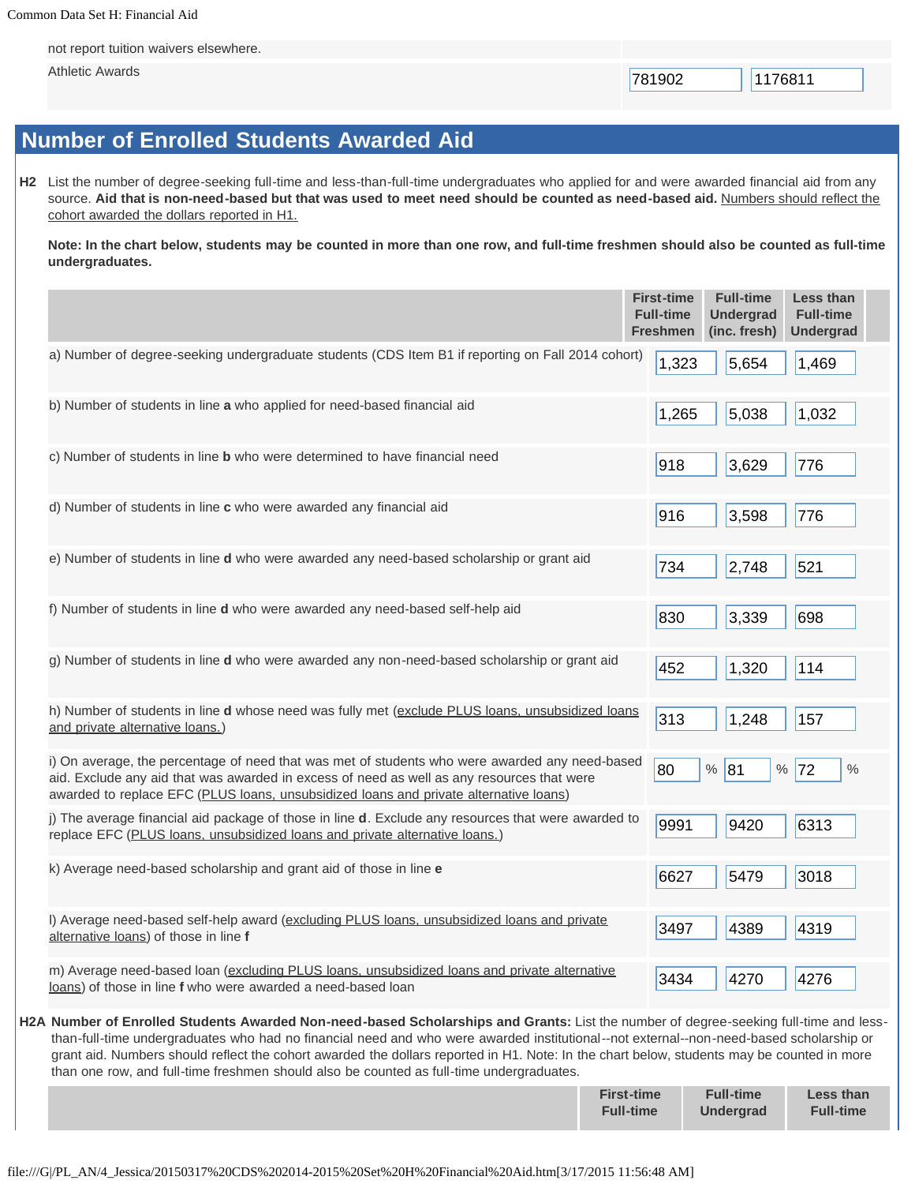| | | |
|---|---|---|
| not report tuition waivers elsewhere. | | |
| Athletic Awards | 781902 | 1176811 |

## Number of Enrolled Students Awarded Aid

**H2** List the number of degree-seeking full-time and less-than-full-time undergraduates who applied for and were awarded financial aid from any source. **Aid that is non-need-based but that was used to meet need should be counted as need-based aid.** Numbers should reflect the cohort awarded the dollars reported in H1.

**Note: In the chart below, students may be counted in more than one row, and full-time freshmen should also be counted as full-time undergraduates.**

| | First-time Full-time Freshmen | Full-time Undergrad (inc. fresh) | Less than Full-time Undergrad |
|---|---|---|---|
| a) Number of degree-seeking undergraduate students (CDS Item B1 if reporting on Fall 2014 cohort) | 1,323 | 5,654 | 1,469 |
| b) Number of students in line **a** who applied for need-based financial aid | 1,265 | 5,038 | 1,032 |
| c) Number of students in line **b** who were determined to have financial need | 918 | 3,629 | 776 |
| d) Number of students in line **c** who were awarded any financial aid | 916 | 3,598 | 776 |
| e) Number of students in line **d** who were awarded any need-based scholarship or grant aid | 734 | 2,748 | 521 |
| f) Number of students in line **d** who were awarded any need-based self-help aid | 830 | 3,339 | 698 |
| g) Number of students in line **d** who were awarded any non-need-based scholarship or grant aid | 452 | 1,320 | 114 |
| h) Number of students in line **d** whose need was fully met (exclude PLUS loans, unsubsidized loans and private alternative loans.) | 313 | 1,248 | 157 |
| i) On average, the percentage of need that was met of students who were awarded any need-based aid. Exclude any aid that was awarded in excess of need as well as any resources that were awarded to replace EFC (PLUS loans, unsubsidized loans and private alternative loans) | 80 % | 81 % | 72 % |
| j) The average financial aid package of those in line **d**. Exclude any resources that were awarded to replace EFC (PLUS loans, unsubsidized loans and private alternative loans.) | 9991 | 9420 | 6313 |
| k) Average need-based scholarship and grant aid of those in line **e** | 6627 | 5479 | 3018 |
| l) Average need-based self-help award (excluding PLUS loans, unsubsidized loans and private alternative loans) of those in line **f** | 3497 | 4389 | 4319 |
| m) Average need-based loan (excluding PLUS loans, unsubsidized loans and private alternative loans) of those in line **f** who were awarded a need-based loan | 3434 | 4270 | 4276 |

**H2A Number of Enrolled Students Awarded Non-need-based Scholarships and Grants:** List the number of degree-seeking full-time and less-than-full-time undergraduates who had no financial need and who were awarded institutional--not external--non-need-based scholarship or grant aid. Numbers should reflect the cohort awarded the dollars reported in H1. Note: In the chart below, students may be counted in more than one row, and full-time freshmen should also be counted as full-time undergraduates.

| | First-time Full-time | Full-time Undergrad | Less than Full-time |
|---|---|---|---|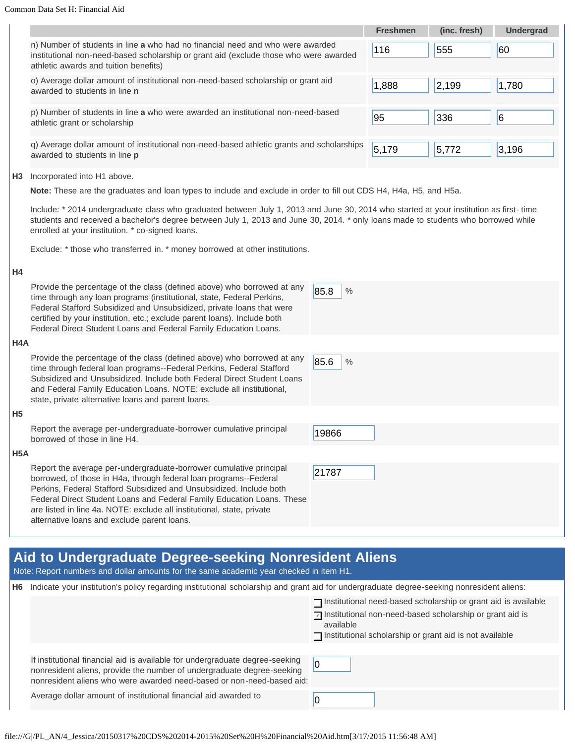|  | Freshmen | (inc. fresh) | Undergrad |
|---|---|---|---|
| n) Number of students in line **a** who had no financial need and who were awarded institutional non-need-based scholarship or grant aid (exclude those who were awarded athletic awards and tuition benefits) | 116 | 555 | 60 |
| o) Average dollar amount of institutional non-need-based scholarship or grant aid awarded to students in line **n** | 1,888 | 2,199 | 1,780 |
| p) Number of students in line **a** who were awarded an institutional non-need-based athletic grant or scholarship | 95 | 336 | 6 |
| q) Average dollar amount of institutional non-need-based athletic grants and scholarships awarded to students in line **p** | 5,179 | 5,772 | 3,196 |

**H3** Incorporated into H1 above.

**Note:** These are the graduates and loan types to include and exclude in order to fill out CDS H4, H4a, H5, and H5a.

Include: * 2014 undergraduate class who graduated between July 1, 2013 and June 30, 2014 who started at your institution as first- time students and received a bachelor's degree between July 1, 2013 and June 30, 2014. * only loans made to students who borrowed while enrolled at your institution. * co-signed loans.

Exclude: * those who transferred in. * money borrowed at other institutions.

**H4**

Provide the percentage of the class (defined above) who borrowed at any time through any loan programs (institutional, state, Federal Perkins, Federal Stafford Subsidized and Unsubsidized, private loans that were certified by your institution, etc.; exclude parent loans). Include both Federal Direct Student Loans and Federal Family Education Loans. — 85.8 %

**H4A**

Provide the percentage of the class (defined above) who borrowed at any time through federal loan programs--Federal Perkins, Federal Stafford Subsidized and Unsubsidized. Include both Federal Direct Student Loans and Federal Family Education Loans. NOTE: exclude all institutional, state, private alternative loans and parent loans. — 85.6 %

**H5**

Report the average per-undergraduate-borrower cumulative principal borrowed of those in line H4. — 19866

**H5A**

Report the average per-undergraduate-borrower cumulative principal borrowed, of those in H4a, through federal loan programs--Federal Perkins, Federal Stafford Subsidized and Unsubsidized. Include both Federal Direct Student Loans and Federal Family Education Loans. These are listed in line 4a. NOTE: exclude all institutional, state, private alternative loans and exclude parent loans. — 21787

## Aid to Undergraduate Degree-seeking Nonresident Aliens

Note: Report numbers and dollar amounts for the same academic year checked in item H1.

**H6** Indicate your institution's policy regarding institutional scholarship and grant aid for undergraduate degree-seeking nonresident aliens:

- [ ] Institutional need-based scholarship or grant aid is available
- [x] Institutional non-need-based scholarship or grant aid is available
- [ ] Institutional scholarship or grant aid is not available

If institutional financial aid is available for undergraduate degree-seeking nonresident aliens, provide the number of undergraduate degree-seeking nonresident aliens who were awarded need-based or non-need-based aid: — 0

Average dollar amount of institutional financial aid awarded to — 0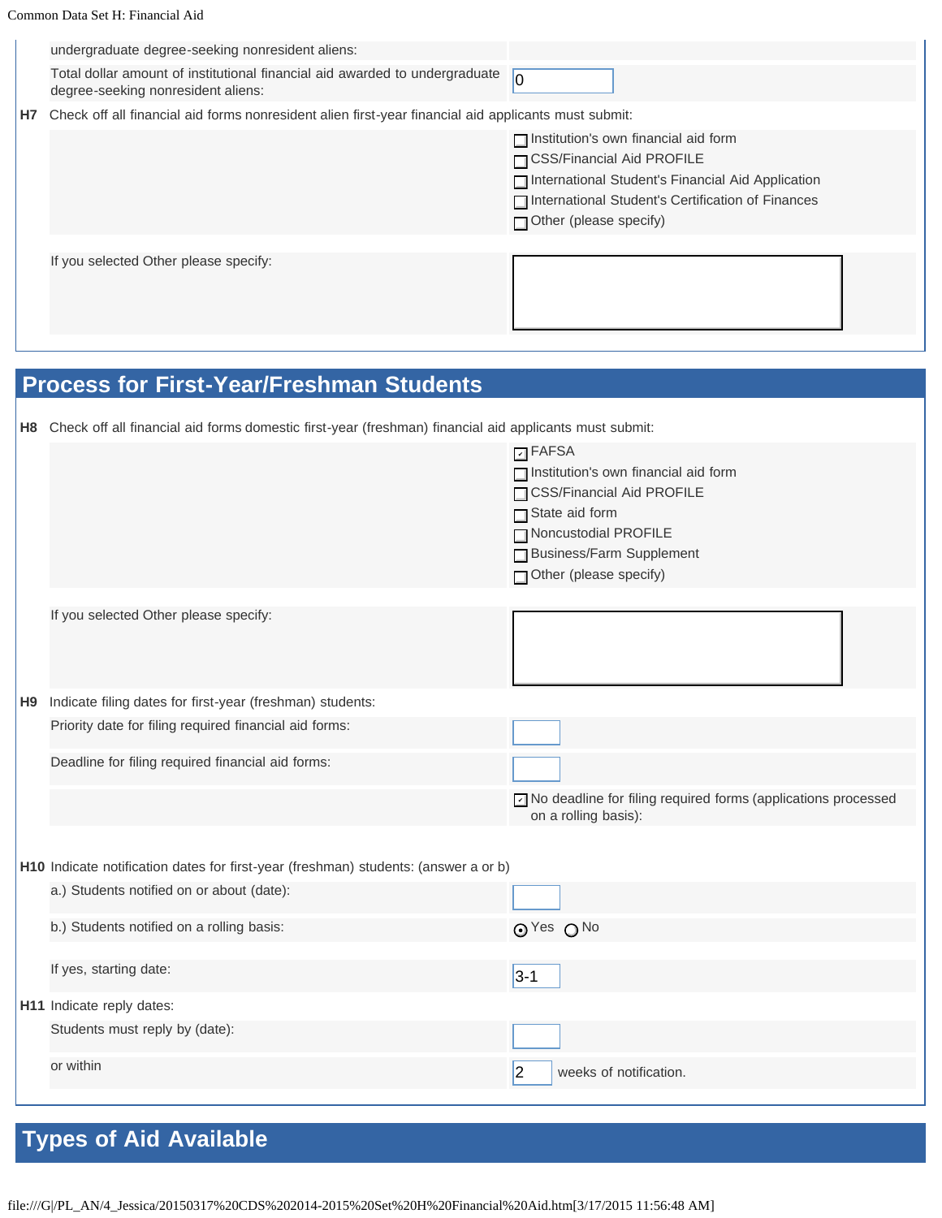| | |
|---|---|
| undergraduate degree-seeking nonresident aliens: | |
| Total dollar amount of institutional financial aid awarded to undergraduate degree-seeking nonresident aliens: | 0 |

**H7** Check off all financial aid forms nonresident alien first-year financial aid applicants must submit:

- [ ] Institution's own financial aid form
- [ ] CSS/Financial Aid PROFILE
- [ ] International Student's Financial Aid Application
- [ ] International Student's Certification of Finances
- [ ] Other (please specify)

If you selected Other please specify:

## Process for First-Year/Freshman Students

**H8** Check off all financial aid forms domestic first-year (freshman) financial aid applicants must submit:

- [x] FAFSA
- [ ] Institution's own financial aid form
- [ ] CSS/Financial Aid PROFILE
- [ ] State aid form
- [ ] Noncustodial PROFILE
- [ ] Business/Farm Supplement
- [ ] Other (please specify)

If you selected Other please specify:

**H9** Indicate filing dates for first-year (freshman) students:

| | |
|---|---|
| Priority date for filing required financial aid forms: | |
| Deadline for filing required financial aid forms: | |
| | [x] No deadline for filing required forms (applications processed on a rolling basis): |

**H10** Indicate notification dates for first-year (freshman) students: (answer a or b)

| | |
|---|---|
| a.) Students notified on or about (date): | |
| b.) Students notified on a rolling basis: | (•) Yes ( ) No |
| If yes, starting date: | 3-1 |

**H11** Indicate reply dates:

| | |
|---|---|
| Students must reply by (date): | |
| or within | 2 weeks of notification. |

## Types of Aid Available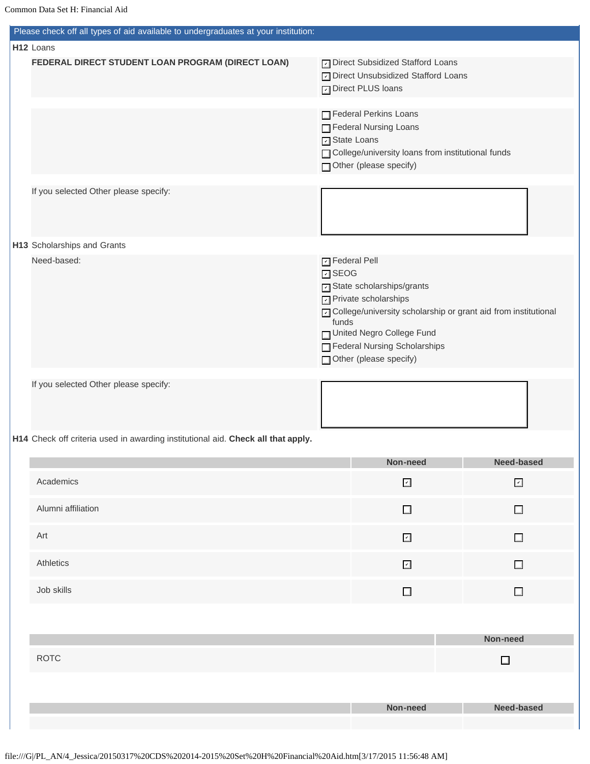Please check off all types of aid available to undergraduates at your institution:

**H12** Loans

**FEDERAL DIRECT STUDENT LOAN PROGRAM (DIRECT LOAN)**

- [x] Direct Subsidized Stafford Loans
- [x] Direct Unsubsidized Stafford Loans
- [x] Direct PLUS loans

- [ ] Federal Perkins Loans
- [ ] Federal Nursing Loans
- [x] State Loans
- [ ] College/university loans from institutional funds
- [ ] Other (please specify)

If you selected Other please specify:

**H13** Scholarships and Grants

Need-based:

- [x] Federal Pell
- [x] SEOG
- [x] State scholarships/grants
- [x] Private scholarships
- [x] College/university scholarship or grant aid from institutional funds
- [ ] United Negro College Fund
- [ ] Federal Nursing Scholarships
- [ ] Other (please specify)

If you selected Other please specify:

**H14** Check off criteria used in awarding institutional aid. **Check all that apply.**

| | Non-need | Need-based |
|---|---|---|
| Academics | [x] | [x] |
| Alumni affiliation | [ ] | [ ] |
| Art | [x] | [ ] |
| Athletics | [x] | [ ] |
| Job skills | [ ] | [ ] |

| | Non-need |
|---|---|
| ROTC | [ ] |

| | Non-need | Need-based |
|---|---|---|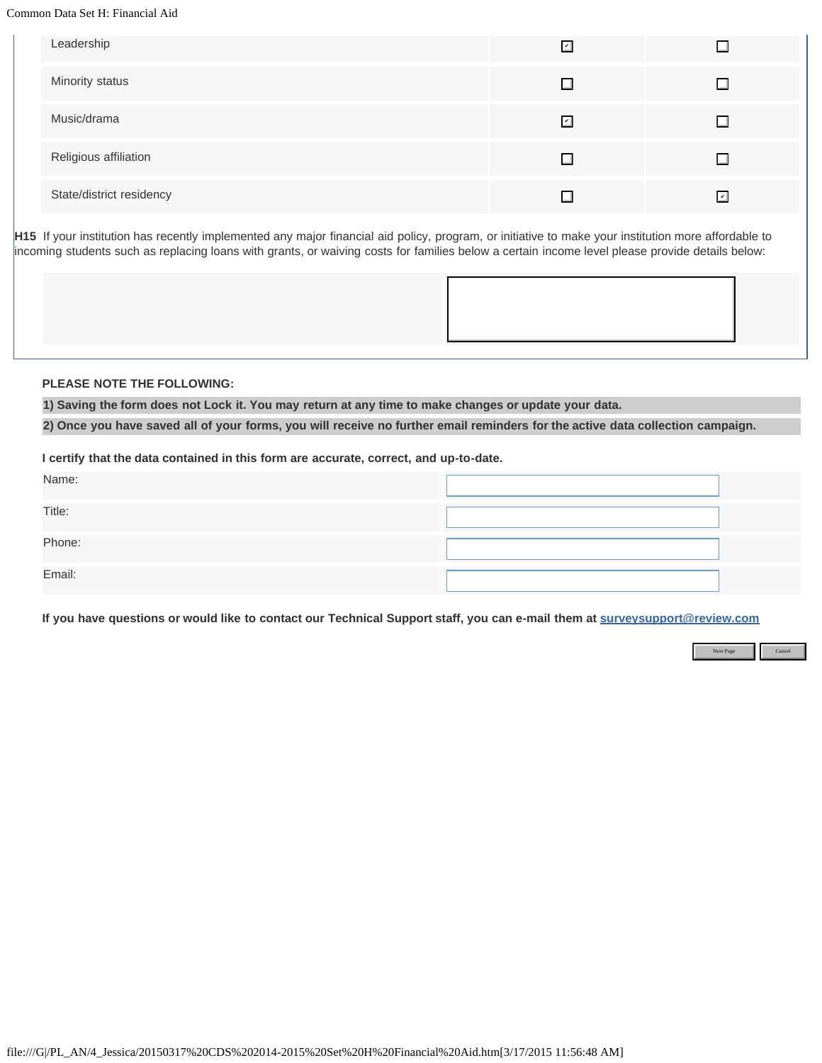| | | |
|---|---|---|
| Leadership | ☑ | ☐ |
| Minority status | ☐ | ☐ |
| Music/drama | ☑ | ☐ |
| Religious affiliation | ☐ | ☐ |
| State/district residency | ☐ | ☑ |

**H15** If your institution has recently implemented any major financial aid policy, program, or initiative to make your institution more affordable to incoming students such as replacing loans with grants, or waiving costs for families below a certain income level please provide details below:

**PLEASE NOTE THE FOLLOWING:**

**1) Saving the form does not Lock it. You may return at any time to make changes or update your data.**

**2) Once you have saved all of your forms, you will receive no further email reminders for the active data collection campaign.**

**I certify that the data contained in this form are accurate, correct, and up-to-date.**

| | |
|---|---|
| Name: | |
| Title: | |
| Phone: | |
| Email: | |

**If you have questions or would like to contact our Technical Support staff, you can e-mail them at surveysupport@review.com**

Next Page | Cancel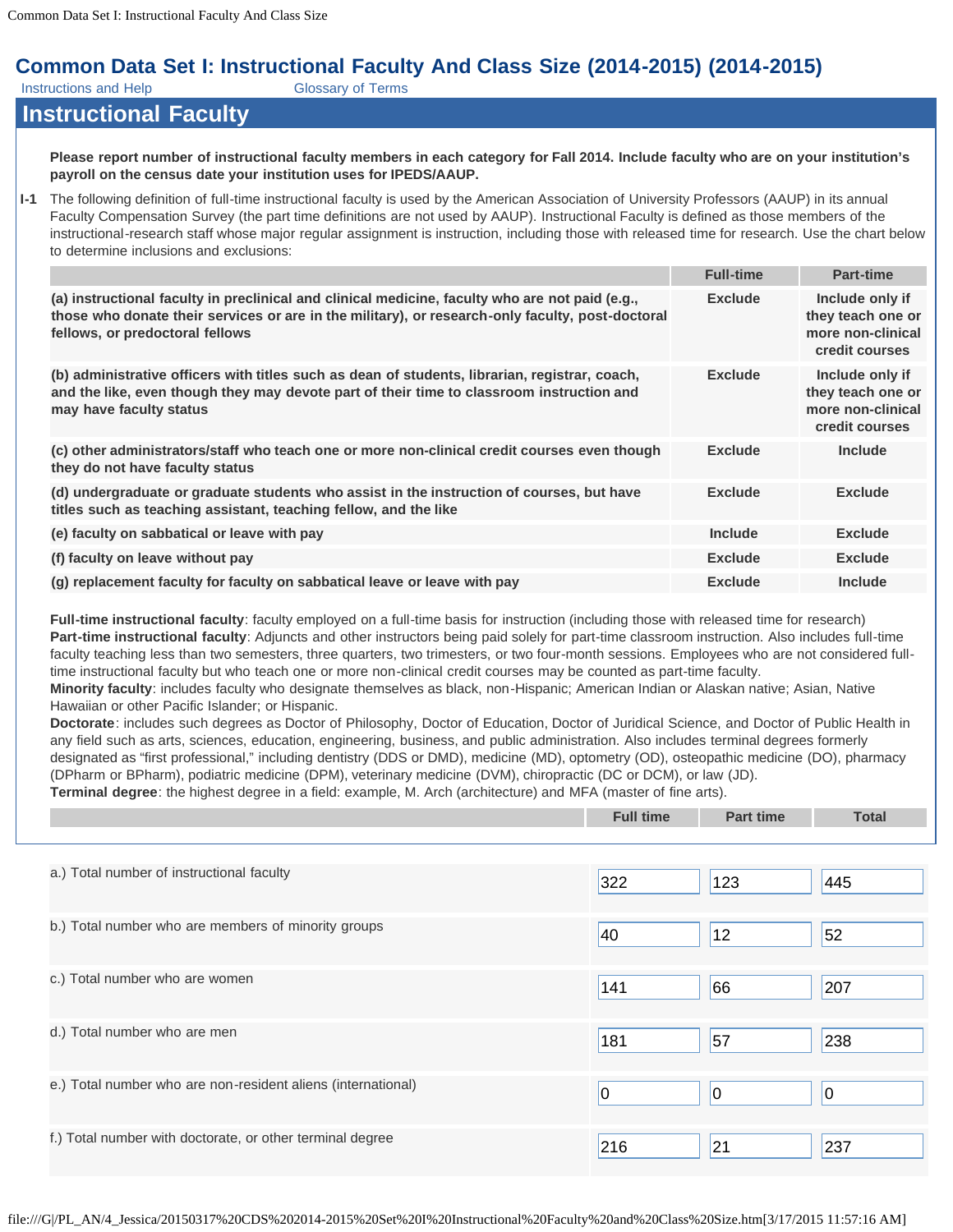# Common Data Set I: Instructional Faculty And Class Size (2014-2015) (2014-2015)

Instructions and Help    Glossary of Terms

## Instructional Faculty

**Please report number of instructional faculty members in each category for Fall 2014. Include faculty who are on your institution's payroll on the census date your institution uses for IPEDS/AAUP.**

**I-1** The following definition of full-time instructional faculty is used by the American Association of University Professors (AAUP) in its annual Faculty Compensation Survey (the part time definitions are not used by AAUP). Instructional Faculty is defined as those members of the instructional-research staff whose major regular assignment is instruction, including those with released time for research. Use the chart below to determine inclusions and exclusions:

| | Full-time | Part-time |
|---|---|---|
| **(a) instructional faculty in preclinical and clinical medicine, faculty who are not paid (e.g., those who donate their services or are in the military), or research-only faculty, post-doctoral fellows, or predoctoral fellows** | Exclude | Include only if they teach one or more non-clinical credit courses |
| **(b) administrative officers with titles such as dean of students, librarian, registrar, coach, and the like, even though they may devote part of their time to classroom instruction and may have faculty status** | Exclude | Include only if they teach one or more non-clinical credit courses |
| **(c) other administrators/staff who teach one or more non-clinical credit courses even though they do not have faculty status** | Exclude | Include |
| **(d) undergraduate or graduate students who assist in the instruction of courses, but have titles such as teaching assistant, teaching fellow, and the like** | Exclude | Exclude |
| **(e) faculty on sabbatical or leave with pay** | Include | Exclude |
| **(f) faculty on leave without pay** | Exclude | Exclude |
| **(g) replacement faculty for faculty on sabbatical leave or leave with pay** | Exclude | Include |

**Full-time instructional faculty**: faculty employed on a full-time basis for instruction (including those with released time for research)
**Part-time instructional faculty**: Adjuncts and other instructors being paid solely for part-time classroom instruction. Also includes full-time faculty teaching less than two semesters, three quarters, two trimesters, or two four-month sessions. Employees who are not considered full-time instructional faculty but who teach one or more non-clinical credit courses may be counted as part-time faculty.
**Minority faculty**: includes faculty who designate themselves as black, non-Hispanic; American Indian or Alaskan native; Asian, Native Hawaiian or other Pacific Islander; or Hispanic.
**Doctorate**: includes such degrees as Doctor of Philosophy, Doctor of Education, Doctor of Juridical Science, and Doctor of Public Health in any field such as arts, sciences, education, engineering, business, and public administration. Also includes terminal degrees formerly designated as "first professional," including dentistry (DDS or DMD), medicine (MD), optometry (OD), osteopathic medicine (DO), pharmacy (DPharm or BPharm), podiatric medicine (DPM), veterinary medicine (DVM), chiropractic (DC or DCM), or law (JD).
**Terminal degree**: the highest degree in a field: example, M. Arch (architecture) and MFA (master of fine arts).

| | Full time | Part time | Total |
|---|---|---|---|
| a.) Total number of instructional faculty | 322 | 123 | 445 |
| b.) Total number who are members of minority groups | 40 | 12 | 52 |
| c.) Total number who are women | 141 | 66 | 207 |
| d.) Total number who are men | 181 | 57 | 238 |
| e.) Total number who are non-resident aliens (international) | 0 | 0 | 0 |
| f.) Total number with doctorate, or other terminal degree | 216 | 21 | 237 |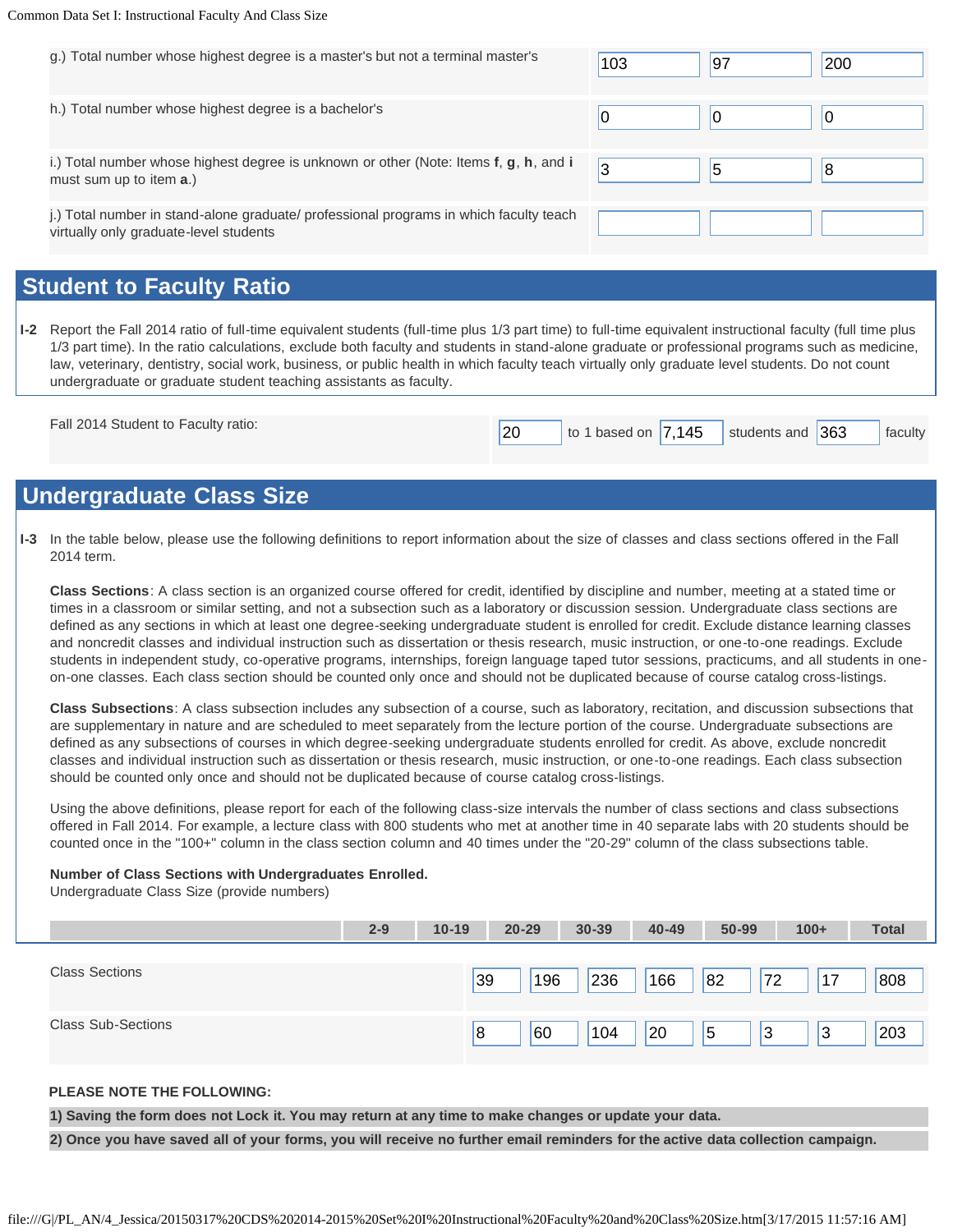| | | | |
|---|---|---|---|
| g.) Total number whose highest degree is a master's but not a terminal master's | 103 | 97 | 200 |
| h.) Total number whose highest degree is a bachelor's | 0 | 0 | 0 |
| i.) Total number whose highest degree is unknown or other (Note: Items **f**, **g**, **h**, and **i** must sum up to item **a**.) | 3 | 5 | 8 |
| j.) Total number in stand-alone graduate/ professional programs in which faculty teach virtually only graduate-level students | | | |

## Student to Faculty Ratio

**I-2** Report the Fall 2014 ratio of full-time equivalent students (full-time plus 1/3 part time) to full-time equivalent instructional faculty (full time plus 1/3 part time). In the ratio calculations, exclude both faculty and students in stand-alone graduate or professional programs such as medicine, law, veterinary, dentistry, social work, business, or public health in which faculty teach virtually only graduate level students. Do not count undergraduate or graduate student teaching assistants as faculty.

Fall 2014 Student to Faculty ratio: 20 to 1 based on 7,145 students and 363 faculty

## Undergraduate Class Size

**I-3** In the table below, please use the following definitions to report information about the size of classes and class sections offered in the Fall 2014 term.

**Class Sections**: A class section is an organized course offered for credit, identified by discipline and number, meeting at a stated time or times in a classroom or similar setting, and not a subsection such as a laboratory or discussion session. Undergraduate class sections are defined as any sections in which at least one degree-seeking undergraduate student is enrolled for credit. Exclude distance learning classes and noncredit classes and individual instruction such as dissertation or thesis research, music instruction, or one-to-one readings. Exclude students in independent study, co-operative programs, internships, foreign language taped tutor sessions, practicums, and all students in one-on-one classes. Each class section should be counted only once and should not be duplicated because of course catalog cross-listings.

**Class Subsections**: A class subsection includes any subsection of a course, such as laboratory, recitation, and discussion subsections that are supplementary in nature and are scheduled to meet separately from the lecture portion of the course. Undergraduate subsections are defined as any subsections of courses in which degree-seeking undergraduate students enrolled for credit. As above, exclude noncredit classes and individual instruction such as dissertation or thesis research, music instruction, or one-to-one readings. Each class subsection should be counted only once and should not be duplicated because of course catalog cross-listings.

Using the above definitions, please report for each of the following class-size intervals the number of class sections and class subsections offered in Fall 2014. For example, a lecture class with 800 students who met at another time in 40 separate labs with 20 students should be counted once in the "100+" column in the class section column and 40 times under the "20-29" column of the class subsections table.

**Number of Class Sections with Undergraduates Enrolled.**
Undergraduate Class Size (provide numbers)

| | 2-9 | 10-19 | 20-29 | 30-39 | 40-49 | 50-99 | 100+ | Total |
|---|---|---|---|---|---|---|---|---|
| Class Sections | 39 | 196 | 236 | 166 | 82 | 72 | 17 | 808 |
| Class Sub-Sections | 8 | 60 | 104 | 20 | 5 | 3 | 3 | 203 |

**PLEASE NOTE THE FOLLOWING:**

**1) Saving the form does not Lock it. You may return at any time to make changes or update your data.**

**2) Once you have saved all of your forms, you will receive no further email reminders for the active data collection campaign.**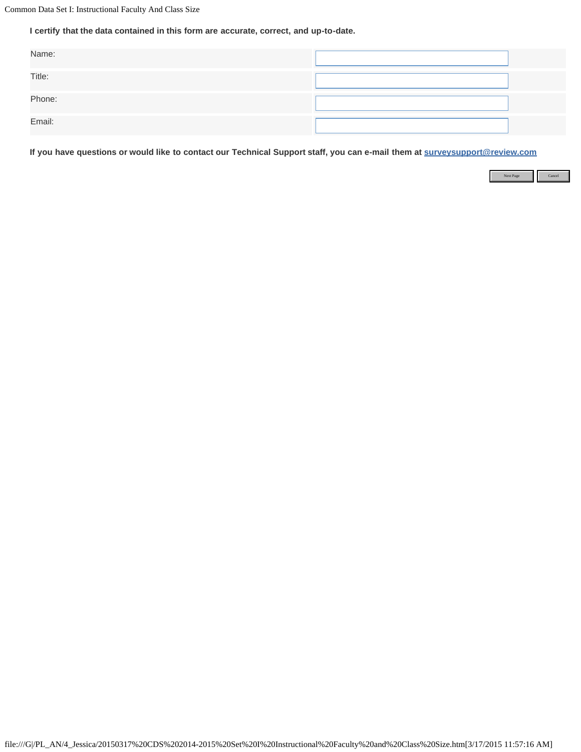**I certify that the data contained in this form are accurate, correct, and up-to-date.**

| | |
|---|---|
| Name: | |
| Title: | |
| Phone: | |
| Email: | |

**If you have questions or would like to contact our Technical Support staff, you can e-mail them at surveysupport@review.com**

Next Page Cancel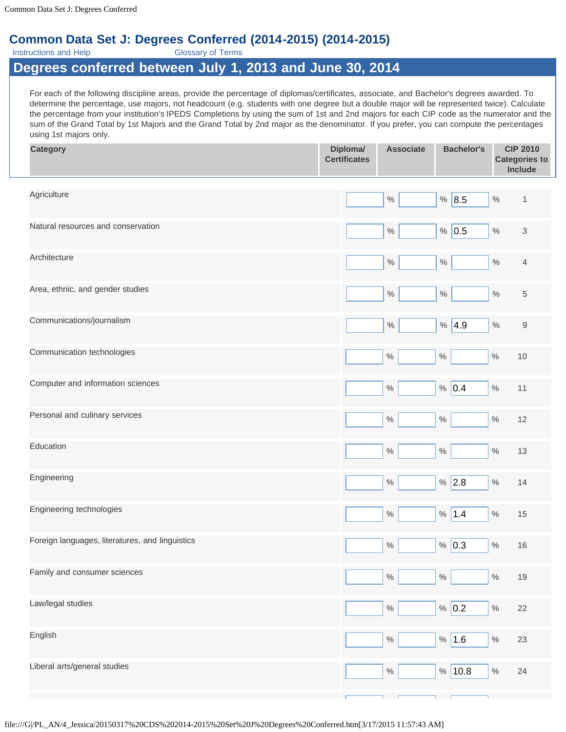# Common Data Set J: Degrees Conferred (2014-2015) (2014-2015)

Instructions and Help    Glossary of Terms

## Degrees conferred between July 1, 2013 and June 30, 2014

For each of the following discipline areas, provide the percentage of diplomas/certificates, associate, and Bachelor's degrees awarded. To determine the percentage, use majors, not headcount (e.g. students with one degree but a double major will be represented twice). Calculate the percentage from your institution's IPEDS Completions by using the sum of 1st and 2nd majors for each CIP code as the numerator and the sum of the Grand Total by 1st Majors and the Grand Total by 2nd major as the denominator. If you prefer, you can compute the percentages using 1st majors only.

| Category | Diploma/ Certificates | Associate | Bachelor's | CIP 2010 Categories to Include |
|---|---|---|---|---|
| Agriculture | % | % | 8.5 % | 1 |
| Natural resources and conservation | % | % | 0.5 % | 3 |
| Architecture | % | % | % | 4 |
| Area, ethnic, and gender studies | % | % | % | 5 |
| Communications/journalism | % | % | 4.9 % | 9 |
| Communication technologies | % | % | % | 10 |
| Computer and information sciences | % | % | 0.4 % | 11 |
| Personal and culinary services | % | % | % | 12 |
| Education | % | % | % | 13 |
| Engineering | % | % | 2.8 % | 14 |
| Engineering technologies | % | % | 1.4 % | 15 |
| Foreign languages, literatures, and linguistics | % | % | 0.3 % | 16 |
| Family and consumer sciences | % | % | % | 19 |
| Law/legal studies | % | % | 0.2 % | 22 |
| English | % | % | 1.6 % | 23 |
| Liberal arts/general studies | % | % | 10.8 % | 24 |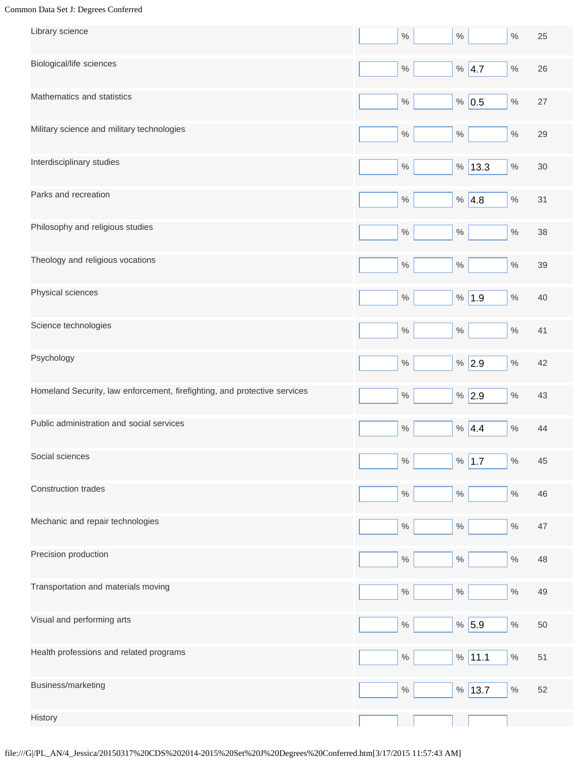| | | | | |
|---|---|---|---|---|
| Library science | % | % | % | 25 |
| Biological/life sciences | % | % | 4.7 % | 26 |
| Mathematics and statistics | % | % | 0.5 % | 27 |
| Military science and military technologies | % | % | % | 29 |
| Interdisciplinary studies | % | % | 13.3 % | 30 |
| Parks and recreation | % | % | 4.8 % | 31 |
| Philosophy and religious studies | % | % | % | 38 |
| Theology and religious vocations | % | % | % | 39 |
| Physical sciences | % | % | 1.9 % | 40 |
| Science technologies | % | % | % | 41 |
| Psychology | % | % | 2.9 % | 42 |
| Homeland Security, law enforcement, firefighting, and protective services | % | % | 2.9 % | 43 |
| Public administration and social services | % | % | 4.4 % | 44 |
| Social sciences | % | % | 1.7 % | 45 |
| Construction trades | % | % | % | 46 |
| Mechanic and repair technologies | % | % | % | 47 |
| Precision production | % | % | % | 48 |
| Transportation and materials moving | % | % | % | 49 |
| Visual and performing arts | % | % | 5.9 % | 50 |
| Health professions and related programs | % | % | 11.1 % | 51 |
| Business/marketing | % | % | 13.7 % | 52 |
| History | | | | |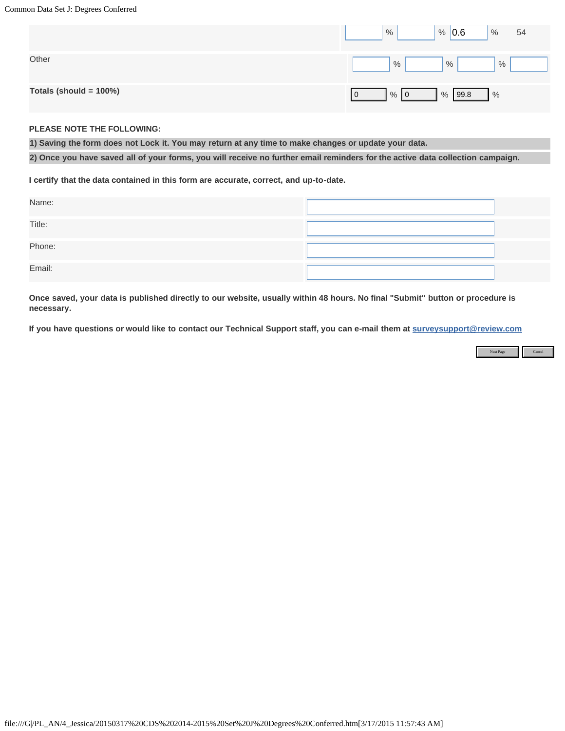| | | | | | | |
|---|---|---|---|---|---|---|
| | | % | | % | 0.6 | % | 54 |
| Other | | % | | % | | % | |
| **Totals (should = 100%)** | 0 | % | 0 | % | 99.8 | % | |

**PLEASE NOTE THE FOLLOWING:**

**1) Saving the form does not Lock it. You may return at any time to make changes or update your data.**

**2) Once you have saved all of your forms, you will receive no further email reminders for the active data collection campaign.**

**I certify that the data contained in this form are accurate, correct, and up-to-date.**

| | |
|---|---|
| Name: | |
| Title: | |
| Phone: | |
| Email: | |

**Once saved, your data is published directly to our website, usually within 48 hours. No final "Submit" button or procedure is necessary.**

**If you have questions or would like to contact our Technical Support staff, you can e-mail them at surveysupport@review.com**

Next Page | Cancel